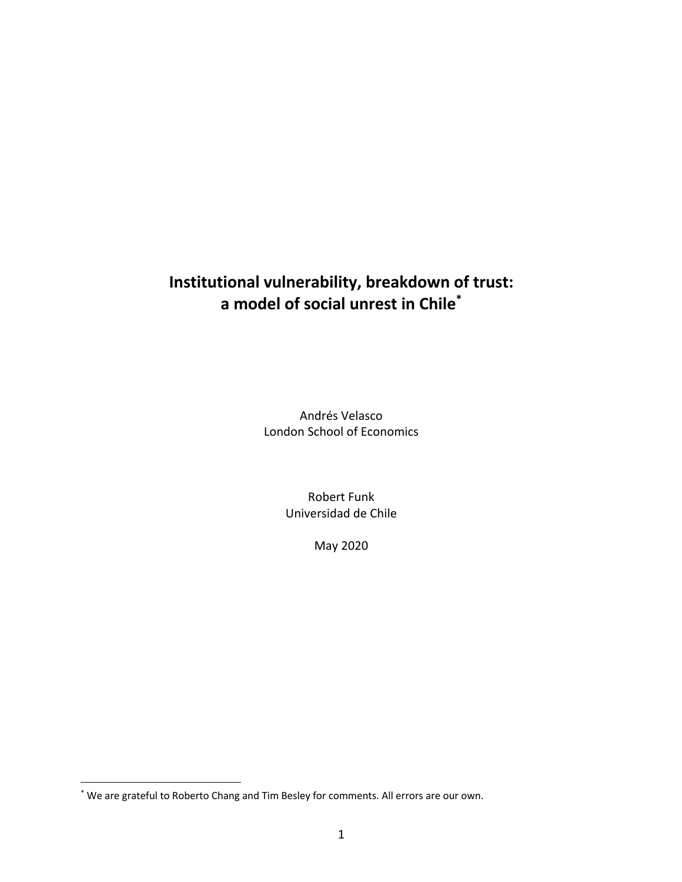# Institutional vulnerability, breakdown of trust: a model of social unrest in Chile[*]

Andrés Velasco
London School of Economics

Robert Funk
Universidad de Chile

May 2020

[*] We are grateful to Roberto Chang and Tim Besley for comments. All errors are our own.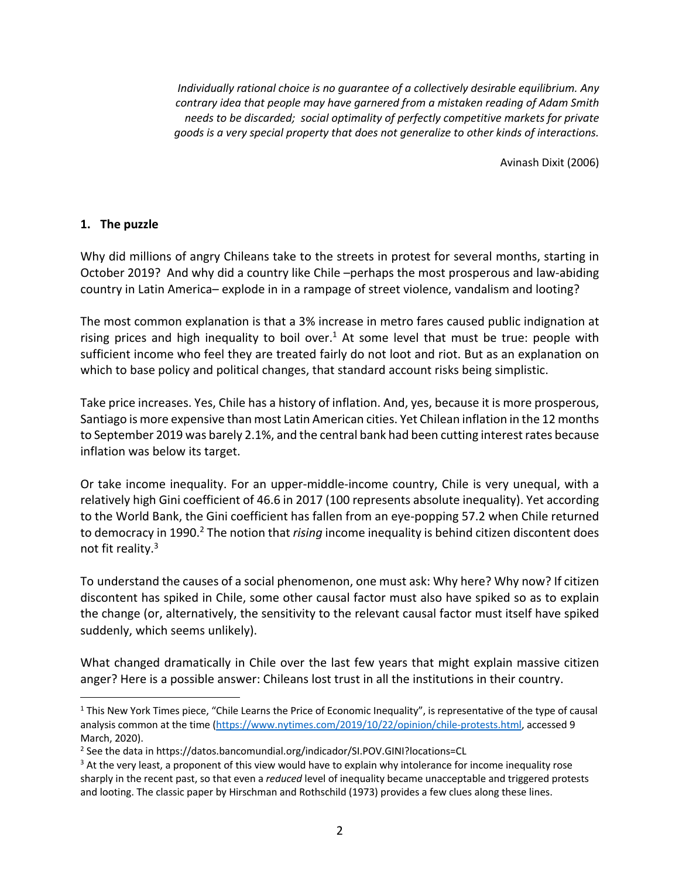*Individually rational choice is no guarantee of a collectively desirable equilibrium. Any contrary idea that people may have garnered from a mistaken reading of Adam Smith needs to be discarded; social optimality of perfectly competitive markets for private goods is a very special property that does not generalize to other kinds of interactions.*

Avinash Dixit (2006)

## 1. The puzzle

Why did millions of angry Chileans take to the streets in protest for several months, starting in October 2019? And why did a country like Chile –perhaps the most prosperous and law-abiding country in Latin America– explode in in a rampage of street violence, vandalism and looting?

The most common explanation is that a 3% increase in metro fares caused public indignation at rising prices and high inequality to boil over.[1] At some level that must be true: people with sufficient income who feel they are treated fairly do not loot and riot. But as an explanation on which to base policy and political changes, that standard account risks being simplistic.

Take price increases. Yes, Chile has a history of inflation. And, yes, because it is more prosperous, Santiago is more expensive than most Latin American cities. Yet Chilean inflation in the 12 months to September 2019 was barely 2.1%, and the central bank had been cutting interest rates because inflation was below its target.

Or take income inequality. For an upper-middle-income country, Chile is very unequal, with a relatively high Gini coefficient of 46.6 in 2017 (100 represents absolute inequality). Yet according to the World Bank, the Gini coefficient has fallen from an eye-popping 57.2 when Chile returned to democracy in 1990.[2] The notion that *rising* income inequality is behind citizen discontent does not fit reality.[3]

To understand the causes of a social phenomenon, one must ask: Why here? Why now? If citizen discontent has spiked in Chile, some other causal factor must also have spiked so as to explain the change (or, alternatively, the sensitivity to the relevant causal factor must itself have spiked suddenly, which seems unlikely).

What changed dramatically in Chile over the last few years that might explain massive citizen anger? Here is a possible answer: Chileans lost trust in all the institutions in their country.

---

[1] This New York Times piece, "Chile Learns the Price of Economic Inequality", is representative of the type of causal analysis common at the time (https://www.nytimes.com/2019/10/22/opinion/chile-protests.html, accessed 9 March, 2020).

[2] See the data in https://datos.bancomundial.org/indicador/SI.POV.GINI?locations=CL

[3] At the very least, a proponent of this view would have to explain why intolerance for income inequality rose sharply in the recent past, so that even a *reduced* level of inequality became unacceptable and triggered protests and looting. The classic paper by Hirschman and Rothschild (1973) provides a few clues along these lines.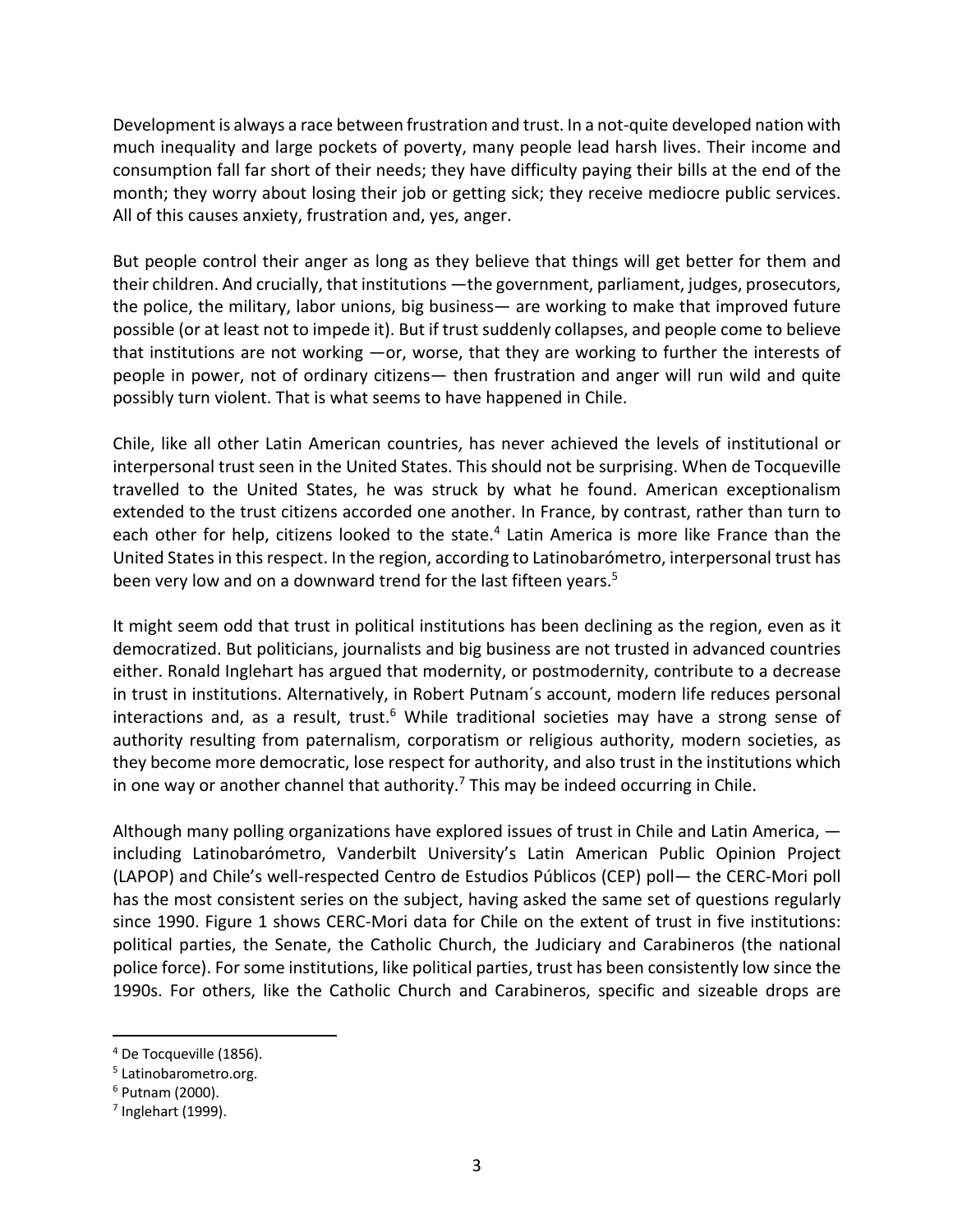Development is always a race between frustration and trust. In a not-quite developed nation with much inequality and large pockets of poverty, many people lead harsh lives. Their income and consumption fall far short of their needs; they have difficulty paying their bills at the end of the month; they worry about losing their job or getting sick; they receive mediocre public services. All of this causes anxiety, frustration and, yes, anger.

But people control their anger as long as they believe that things will get better for them and their children. And crucially, that institutions —the government, parliament, judges, prosecutors, the police, the military, labor unions, big business— are working to make that improved future possible (or at least not to impede it). But if trust suddenly collapses, and people come to believe that institutions are not working —or, worse, that they are working to further the interests of people in power, not of ordinary citizens— then frustration and anger will run wild and quite possibly turn violent. That is what seems to have happened in Chile.

Chile, like all other Latin American countries, has never achieved the levels of institutional or interpersonal trust seen in the United States. This should not be surprising. When de Tocqueville travelled to the United States, he was struck by what he found. American exceptionalism extended to the trust citizens accorded one another. In France, by contrast, rather than turn to each other for help, citizens looked to the state.[4] Latin America is more like France than the United States in this respect. In the region, according to Latinobarómetro, interpersonal trust has been very low and on a downward trend for the last fifteen years.[5]

It might seem odd that trust in political institutions has been declining as the region, even as it democratized. But politicians, journalists and big business are not trusted in advanced countries either. Ronald Inglehart has argued that modernity, or postmodernity, contribute to a decrease in trust in institutions. Alternatively, in Robert Putnam´s account, modern life reduces personal interactions and, as a result, trust.[6] While traditional societies may have a strong sense of authority resulting from paternalism, corporatism or religious authority, modern societies, as they become more democratic, lose respect for authority, and also trust in the institutions which in one way or another channel that authority.[7] This may be indeed occurring in Chile.

Although many polling organizations have explored issues of trust in Chile and Latin America, — including Latinobarómetro, Vanderbilt University's Latin American Public Opinion Project (LAPOP) and Chile's well-respected Centro de Estudios Públicos (CEP) poll— the CERC-Mori poll has the most consistent series on the subject, having asked the same set of questions regularly since 1990. Figure 1 shows CERC-Mori data for Chile on the extent of trust in five institutions: political parties, the Senate, the Catholic Church, the Judiciary and Carabineros (the national police force). For some institutions, like political parties, trust has been consistently low since the 1990s. For others, like the Catholic Church and Carabineros, specific and sizeable drops are

---

[4] De Tocqueville (1856).

[5] Latinobarometro.org.

[6] Putnam (2000).

[7] Inglehart (1999).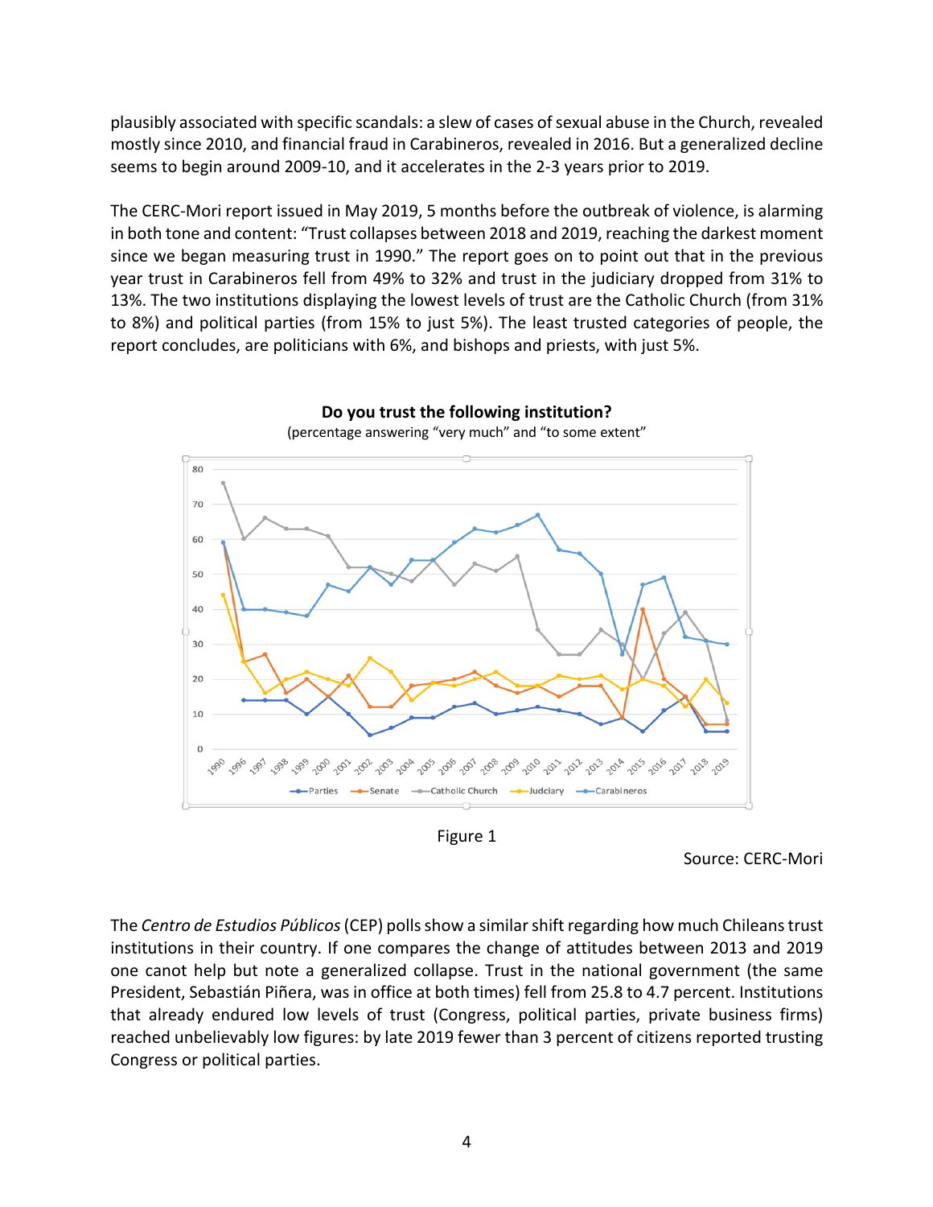plausibly associated with specific scandals: a slew of cases of sexual abuse in the Church, revealed mostly since 2010, and financial fraud in Carabineros, revealed in 2016. But a generalized decline seems to begin around 2009-10, and it accelerates in the 2-3 years prior to 2019.

The CERC-Mori report issued in May 2019, 5 months before the outbreak of violence, is alarming in both tone and content: "Trust collapses between 2018 and 2019, reaching the darkest moment since we began measuring trust in 1990." The report goes on to point out that in the previous year trust in Carabineros fell from 49% to 32% and trust in the judiciary dropped from 31% to 13%. The two institutions displaying the lowest levels of trust are the Catholic Church (from 31% to 8%) and political parties (from 15% to just 5%). The least trusted categories of people, the report concludes, are politicians with 6%, and bishops and priests, with just 5%.

**Do you trust the following institution?**
(percentage answering "very much" and "to some extent")

Figure 1

Source: CERC-Mori

The *Centro de Estudios Públicos* (CEP) polls show a similar shift regarding how much Chileans trust institutions in their country. If one compares the change of attitudes between 2013 and 2019 one canot help but note a generalized collapse. Trust in the national government (the same President, Sebastián Piñera, was in office at both times) fell from 25.8 to 4.7 percent. Institutions that already endured low levels of trust (Congress, political parties, private business firms) reached unbelievably low figures: by late 2019 fewer than 3 percent of citizens reported trusting Congress or political parties.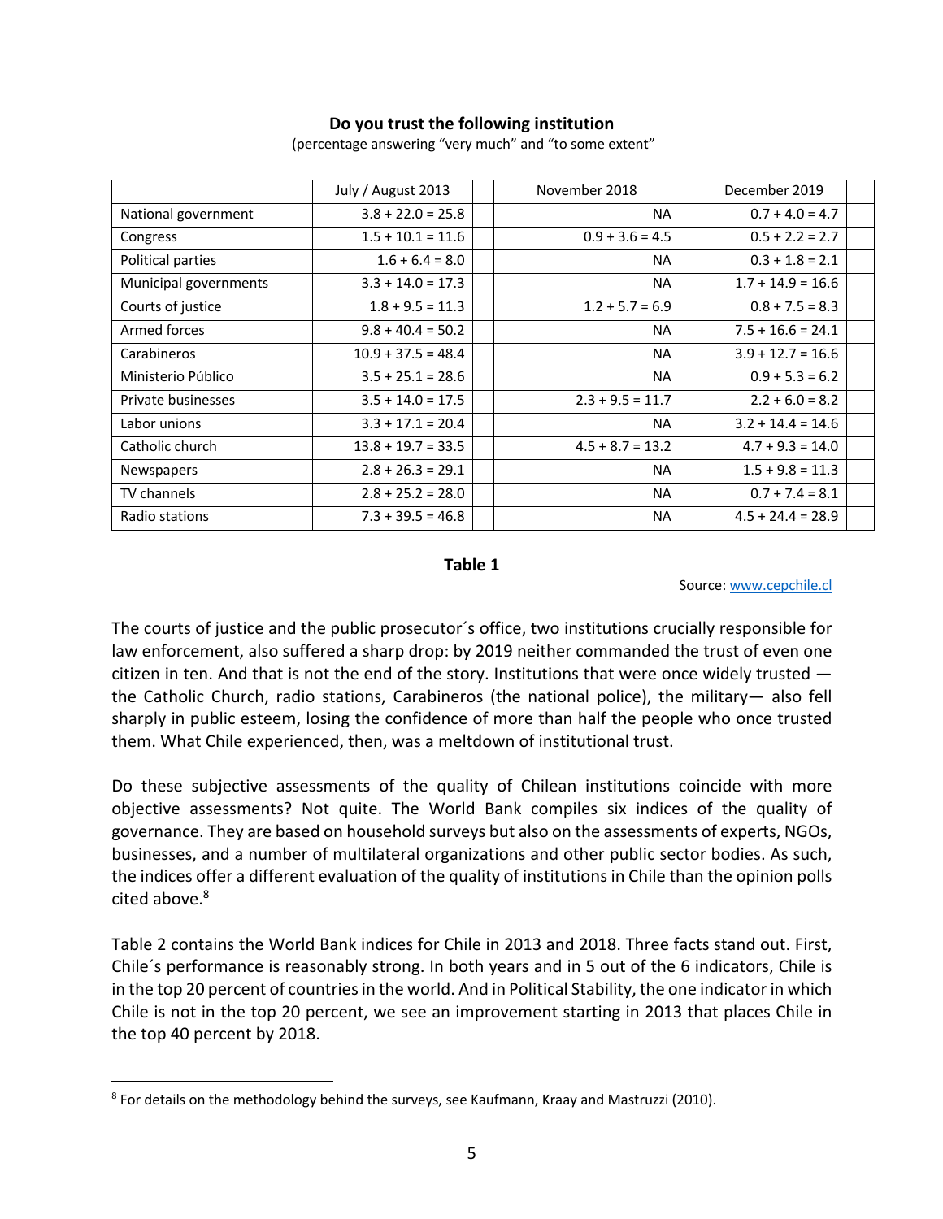**Do you trust the following institution**

(percentage answering "very much" and "to some extent"

| | July / August 2013 | November 2018 | December 2019 |
|---|---|---|---|
| National government | 3.8 + 22.0 = 25.8 | NA | 0.7 + 4.0 = 4.7 |
| Congress | 1.5 + 10.1 = 11.6 | 0.9 + 3.6 = 4.5 | 0.5 + 2.2 = 2.7 |
| Political parties | 1.6 + 6.4 = 8.0 | NA | 0.3 + 1.8 = 2.1 |
| Municipal governments | 3.3 + 14.0 = 17.3 | NA | 1.7 + 14.9 = 16.6 |
| Courts of justice | 1.8 + 9.5 = 11.3 | 1.2 + 5.7 = 6.9 | 0.8 + 7.5 = 8.3 |
| Armed forces | 9.8 + 40.4 = 50.2 | NA | 7.5 + 16.6 = 24.1 |
| Carabineros | 10.9 + 37.5 = 48.4 | NA | 3.9 + 12.7 = 16.6 |
| Ministerio Público | 3.5 + 25.1 = 28.6 | NA | 0.9 + 5.3 = 6.2 |
| Private businesses | 3.5 + 14.0 = 17.5 | 2.3 + 9.5 = 11.7 | 2.2 + 6.0 = 8.2 |
| Labor unions | 3.3 + 17.1 = 20.4 | NA | 3.2 + 14.4 = 14.6 |
| Catholic church | 13.8 + 19.7 = 33.5 | 4.5 + 8.7 = 13.2 | 4.7 + 9.3 = 14.0 |
| Newspapers | 2.8 + 26.3 = 29.1 | NA | 1.5 + 9.8 = 11.3 |
| TV channels | 2.8 + 25.2 = 28.0 | NA | 0.7 + 7.4 = 8.1 |
| Radio stations | 7.3 + 39.5 = 46.8 | NA | 4.5 + 24.4 = 28.9 |

**Table 1**

Source: www.cepchile.cl

The courts of justice and the public prosecutor´s office, two institutions crucially responsible for law enforcement, also suffered a sharp drop: by 2019 neither commanded the trust of even one citizen in ten. And that is not the end of the story. Institutions that were once widely trusted — the Catholic Church, radio stations, Carabineros (the national police), the military— also fell sharply in public esteem, losing the confidence of more than half the people who once trusted them. What Chile experienced, then, was a meltdown of institutional trust.

Do these subjective assessments of the quality of Chilean institutions coincide with more objective assessments? Not quite. The World Bank compiles six indices of the quality of governance. They are based on household surveys but also on the assessments of experts, NGOs, businesses, and a number of multilateral organizations and other public sector bodies. As such, the indices offer a different evaluation of the quality of institutions in Chile than the opinion polls cited above.[8]

Table 2 contains the World Bank indices for Chile in 2013 and 2018. Three facts stand out. First, Chile´s performance is reasonably strong. In both years and in 5 out of the 6 indicators, Chile is in the top 20 percent of countries in the world. And in Political Stability, the one indicator in which Chile is not in the top 20 percent, we see an improvement starting in 2013 that places Chile in the top 40 percent by 2018.

[8] For details on the methodology behind the surveys, see Kaufmann, Kraay and Mastruzzi (2010).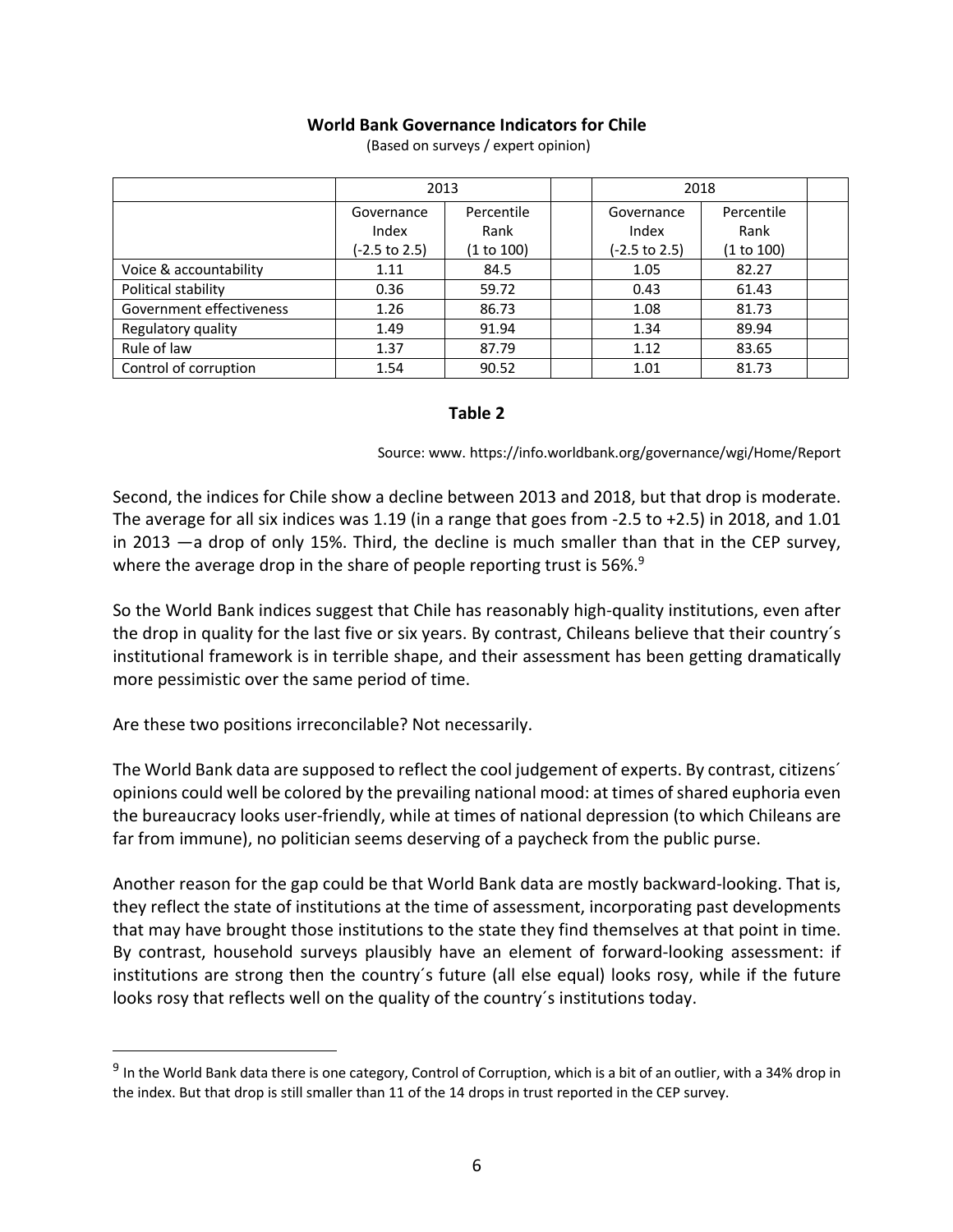**World Bank Governance Indicators for Chile**

(Based on surveys / expert opinion)

| | 2013 | | | 2018 | | |
|---|---|---|---|---|---|---|
| | Governance Index (-2.5 to 2.5) | Percentile Rank (1 to 100) | | Governance Index (-2.5 to 2.5) | Percentile Rank (1 to 100) | |
| Voice & accountability | 1.11 | 84.5 | | 1.05 | 82.27 | |
| Political stability | 0.36 | 59.72 | | 0.43 | 61.43 | |
| Government effectiveness | 1.26 | 86.73 | | 1.08 | 81.73 | |
| Regulatory quality | 1.49 | 91.94 | | 1.34 | 89.94 | |
| Rule of law | 1.37 | 87.79 | | 1.12 | 83.65 | |
| Control of corruption | 1.54 | 90.52 | | 1.01 | 81.73 | |

**Table 2**

Source: www. https://info.worldbank.org/governance/wgi/Home/Report

Second, the indices for Chile show a decline between 2013 and 2018, but that drop is moderate. The average for all six indices was 1.19 (in a range that goes from -2.5 to +2.5) in 2018, and 1.01 in 2013 —a drop of only 15%. Third, the decline is much smaller than that in the CEP survey, where the average drop in the share of people reporting trust is 56%.[9]

So the World Bank indices suggest that Chile has reasonably high-quality institutions, even after the drop in quality for the last five or six years. By contrast, Chileans believe that their country´s institutional framework is in terrible shape, and their assessment has been getting dramatically more pessimistic over the same period of time.

Are these two positions irreconcilable? Not necessarily.

The World Bank data are supposed to reflect the cool judgement of experts. By contrast, citizens´ opinions could well be colored by the prevailing national mood: at times of shared euphoria even the bureaucracy looks user-friendly, while at times of national depression (to which Chileans are far from immune), no politician seems deserving of a paycheck from the public purse.

Another reason for the gap could be that World Bank data are mostly backward-looking. That is, they reflect the state of institutions at the time of assessment, incorporating past developments that may have brought those institutions to the state they find themselves at that point in time. By contrast, household surveys plausibly have an element of forward-looking assessment: if institutions are strong then the country´s future (all else equal) looks rosy, while if the future looks rosy that reflects well on the quality of the country´s institutions today.

[9] In the World Bank data there is one category, Control of Corruption, which is a bit of an outlier, with a 34% drop in the index. But that drop is still smaller than 11 of the 14 drops in trust reported in the CEP survey.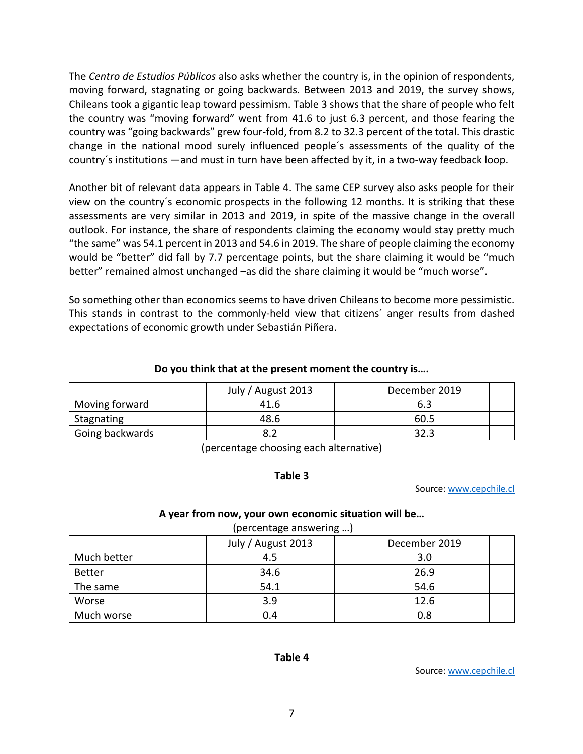The *Centro de Estudios Públicos* also asks whether the country is, in the opinion of respondents, moving forward, stagnating or going backwards. Between 2013 and 2019, the survey shows, Chileans took a gigantic leap toward pessimism. Table 3 shows that the share of people who felt the country was "moving forward" went from 41.6 to just 6.3 percent, and those fearing the country was "going backwards" grew four-fold, from 8.2 to 32.3 percent of the total. This drastic change in the national mood surely influenced people´s assessments of the quality of the country´s institutions —and must in turn have been affected by it, in a two-way feedback loop.

Another bit of relevant data appears in Table 4. The same CEP survey also asks people for their view on the country´s economic prospects in the following 12 months. It is striking that these assessments are very similar in 2013 and 2019, in spite of the massive change in the overall outlook. For instance, the share of respondents claiming the economy would stay pretty much "the same" was 54.1 percent in 2013 and 54.6 in 2019. The share of people claiming the economy would be "better" did fall by 7.7 percentage points, but the share claiming it would be "much better" remained almost unchanged –as did the share claiming it would be "much worse".

So something other than economics seems to have driven Chileans to become more pessimistic. This stands in contrast to the commonly-held view that citizens´ anger results from dashed expectations of economic growth under Sebastián Piñera.

**Do you think that at the present moment the country is….**

| | July / August 2013 | | December 2019 | |
|---|---|---|---|---|
| Moving forward | 41.6 | | 6.3 | |
| Stagnating | 48.6 | | 60.5 | |
| Going backwards | 8.2 | | 32.3 | |

(percentage choosing each alternative)

**Table 3**

Source: www.cepchile.cl

**A year from now, your own economic situation will be…**

(percentage answering …)

| | July / August 2013 | | December 2019 | |
|---|---|---|---|---|
| Much better | 4.5 | | 3.0 | |
| Better | 34.6 | | 26.9 | |
| The same | 54.1 | | 54.6 | |
| Worse | 3.9 | | 12.6 | |
| Much worse | 0.4 | | 0.8 | |

**Table 4**

Source: www.cepchile.cl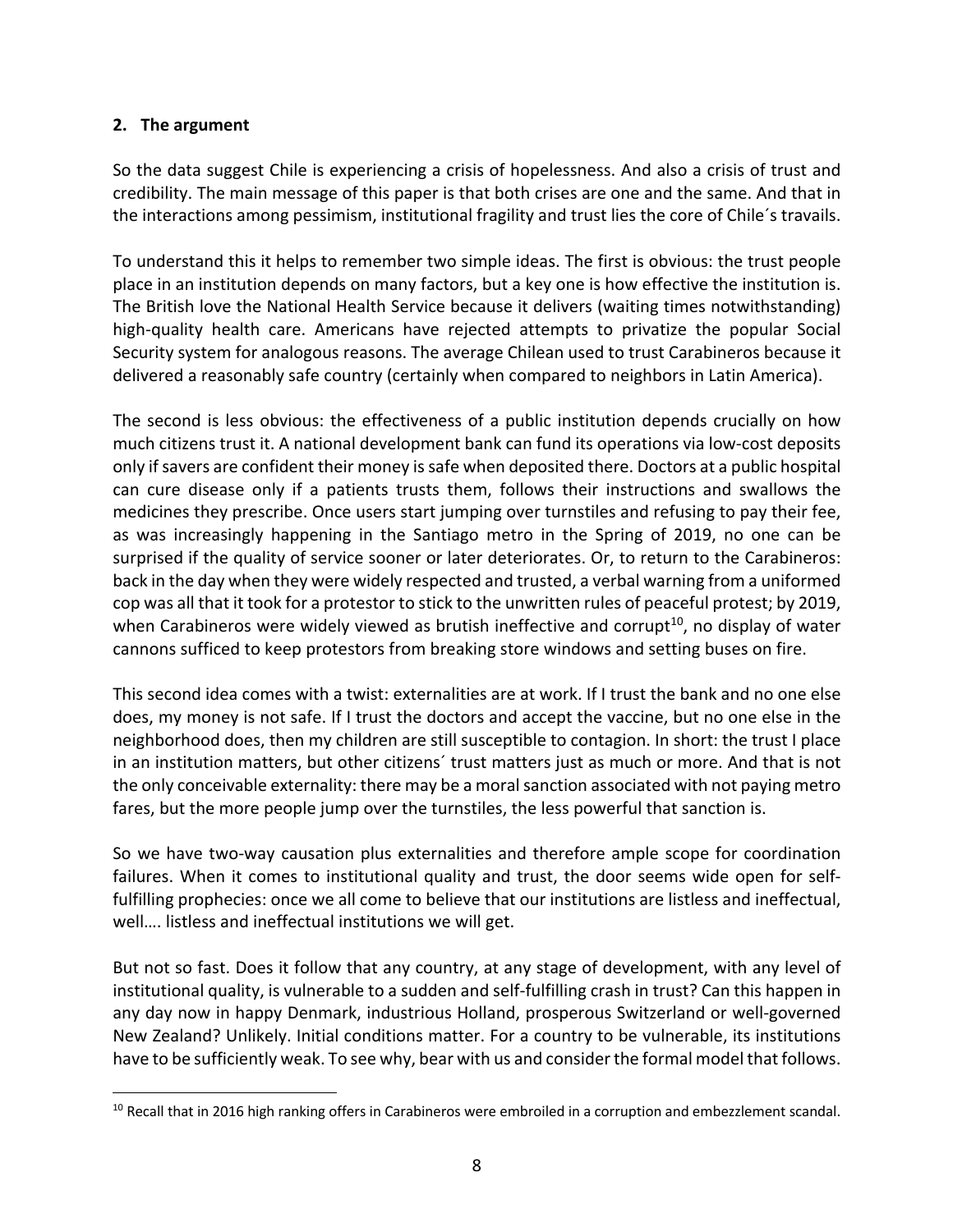## 2. The argument

So the data suggest Chile is experiencing a crisis of hopelessness. And also a crisis of trust and credibility. The main message of this paper is that both crises are one and the same. And that in the interactions among pessimism, institutional fragility and trust lies the core of Chile´s travails.

To understand this it helps to remember two simple ideas. The first is obvious: the trust people place in an institution depends on many factors, but a key one is how effective the institution is. The British love the National Health Service because it delivers (waiting times notwithstanding) high-quality health care. Americans have rejected attempts to privatize the popular Social Security system for analogous reasons. The average Chilean used to trust Carabineros because it delivered a reasonably safe country (certainly when compared to neighbors in Latin America).

The second is less obvious: the effectiveness of a public institution depends crucially on how much citizens trust it. A national development bank can fund its operations via low-cost deposits only if savers are confident their money is safe when deposited there. Doctors at a public hospital can cure disease only if a patients trusts them, follows their instructions and swallows the medicines they prescribe. Once users start jumping over turnstiles and refusing to pay their fee, as was increasingly happening in the Santiago metro in the Spring of 2019, no one can be surprised if the quality of service sooner or later deteriorates. Or, to return to the Carabineros: back in the day when they were widely respected and trusted, a verbal warning from a uniformed cop was all that it took for a protestor to stick to the unwritten rules of peaceful protest; by 2019, when Carabineros were widely viewed as brutish ineffective and corrupt[10], no display of water cannons sufficed to keep protestors from breaking store windows and setting buses on fire.

This second idea comes with a twist: externalities are at work. If I trust the bank and no one else does, my money is not safe. If I trust the doctors and accept the vaccine, but no one else in the neighborhood does, then my children are still susceptible to contagion. In short: the trust I place in an institution matters, but other citizens´ trust matters just as much or more. And that is not the only conceivable externality: there may be a moral sanction associated with not paying metro fares, but the more people jump over the turnstiles, the less powerful that sanction is.

So we have two-way causation plus externalities and therefore ample scope for coordination failures. When it comes to institutional quality and trust, the door seems wide open for self-fulfilling prophecies: once we all come to believe that our institutions are listless and ineffectual, well…. listless and ineffectual institutions we will get.

But not so fast. Does it follow that any country, at any stage of development, with any level of institutional quality, is vulnerable to a sudden and self-fulfilling crash in trust? Can this happen in any day now in happy Denmark, industrious Holland, prosperous Switzerland or well-governed New Zealand? Unlikely. Initial conditions matter. For a country to be vulnerable, its institutions have to be sufficiently weak. To see why, bear with us and consider the formal model that follows.

---

[10] Recall that in 2016 high ranking offers in Carabineros were embroiled in a corruption and embezzlement scandal.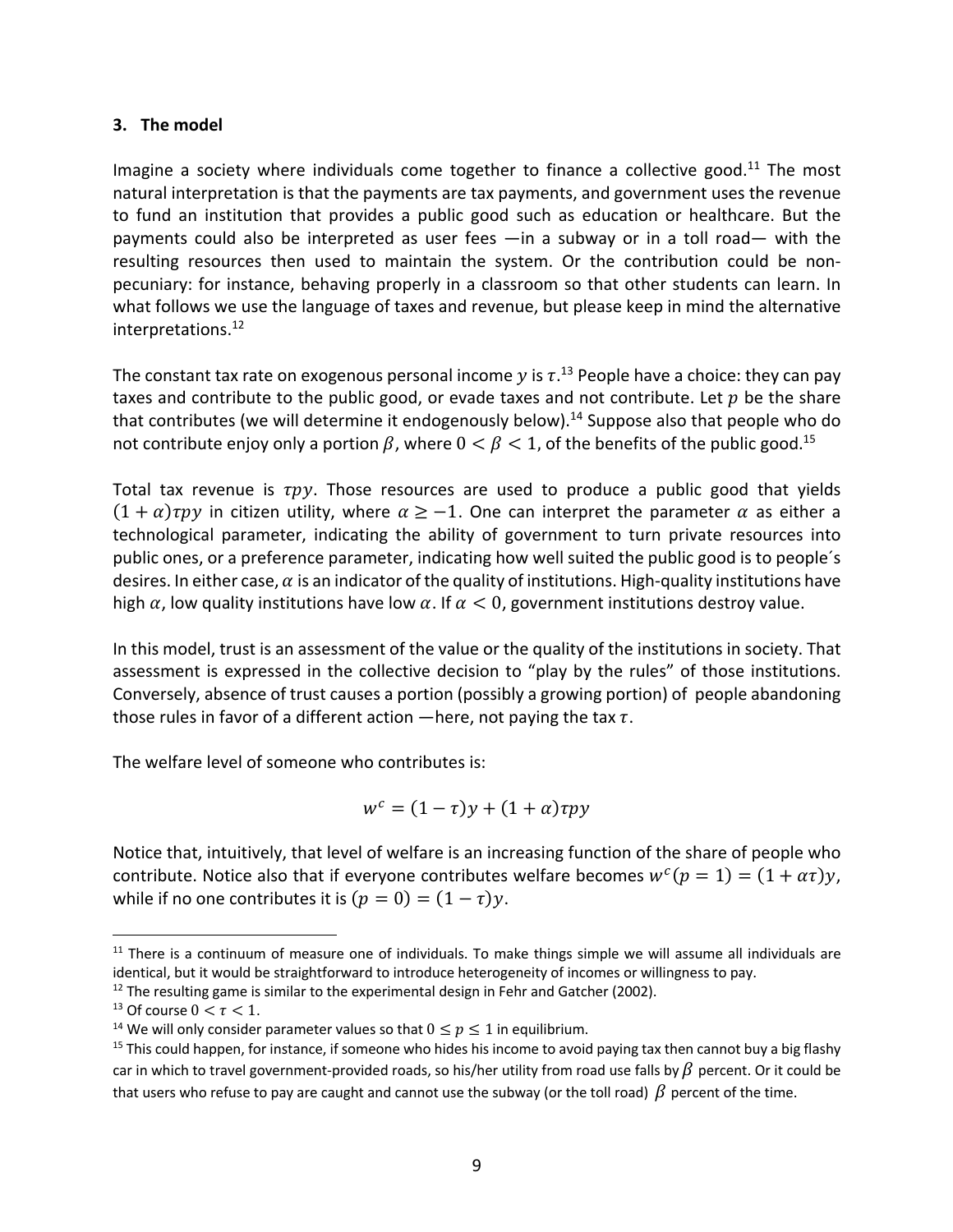### 3. The model

Imagine a society where individuals come together to finance a collective good.[11] The most natural interpretation is that the payments are tax payments, and government uses the revenue to fund an institution that provides a public good such as education or healthcare. But the payments could also be interpreted as user fees —in a subway or in a toll road— with the resulting resources then used to maintain the system. Or the contribution could be non-pecuniary: for instance, behaving properly in a classroom so that other students can learn. In what follows we use the language of taxes and revenue, but please keep in mind the alternative interpretations.[12]

The constant tax rate on exogenous personal income $y$ is $\tau$.[13] People have a choice: they can pay taxes and contribute to the public good, or evade taxes and not contribute. Let $p$ be the share that contributes (we will determine it endogenously below).[14] Suppose also that people who do not contribute enjoy only a portion $\beta$, where $0 < \beta < 1$, of the benefits of the public good.[15]

Total tax revenue is $\tau p y$. Those resources are used to produce a public good that yields $(1+\alpha)\tau p y$ in citizen utility, where $\alpha \geq -1$. One can interpret the parameter $\alpha$ as either a technological parameter, indicating the ability of government to turn private resources into public ones, or a preference parameter, indicating how well suited the public good is to people´s desires. In either case, $\alpha$ is an indicator of the quality of institutions. High-quality institutions have high $\alpha$, low quality institutions have low $\alpha$. If $\alpha < 0$, government institutions destroy value.

In this model, trust is an assessment of the value or the quality of the institutions in society. That assessment is expressed in the collective decision to "play by the rules" of those institutions. Conversely, absence of trust causes a portion (possibly a growing portion) of people abandoning those rules in favor of a different action —here, not paying the tax $\tau$.

The welfare level of someone who contributes is:

$$w^c = (1-\tau)y + (1+\alpha)\tau p y$$

Notice that, intuitively, that level of welfare is an increasing function of the share of people who contribute. Notice also that if everyone contributes welfare becomes $w^c(p=1) = (1+\alpha\tau)y$, while if no one contributes it is $(p=0) = (1-\tau)y$.

---

[11] There is a continuum of measure one of individuals. To make things simple we will assume all individuals are identical, but it would be straightforward to introduce heterogeneity of incomes or willingness to pay.

[12] The resulting game is similar to the experimental design in Fehr and Gatcher (2002).

[13] Of course $0 < \tau < 1$.

[14] We will only consider parameter values so that $0 \leq p \leq 1$ in equilibrium.

[15] This could happen, for instance, if someone who hides his income to avoid paying tax then cannot buy a big flashy car in which to travel government-provided roads, so his/her utility from road use falls by $\beta$ percent. Or it could be that users who refuse to pay are caught and cannot use the subway (or the toll road) $\beta$ percent of the time.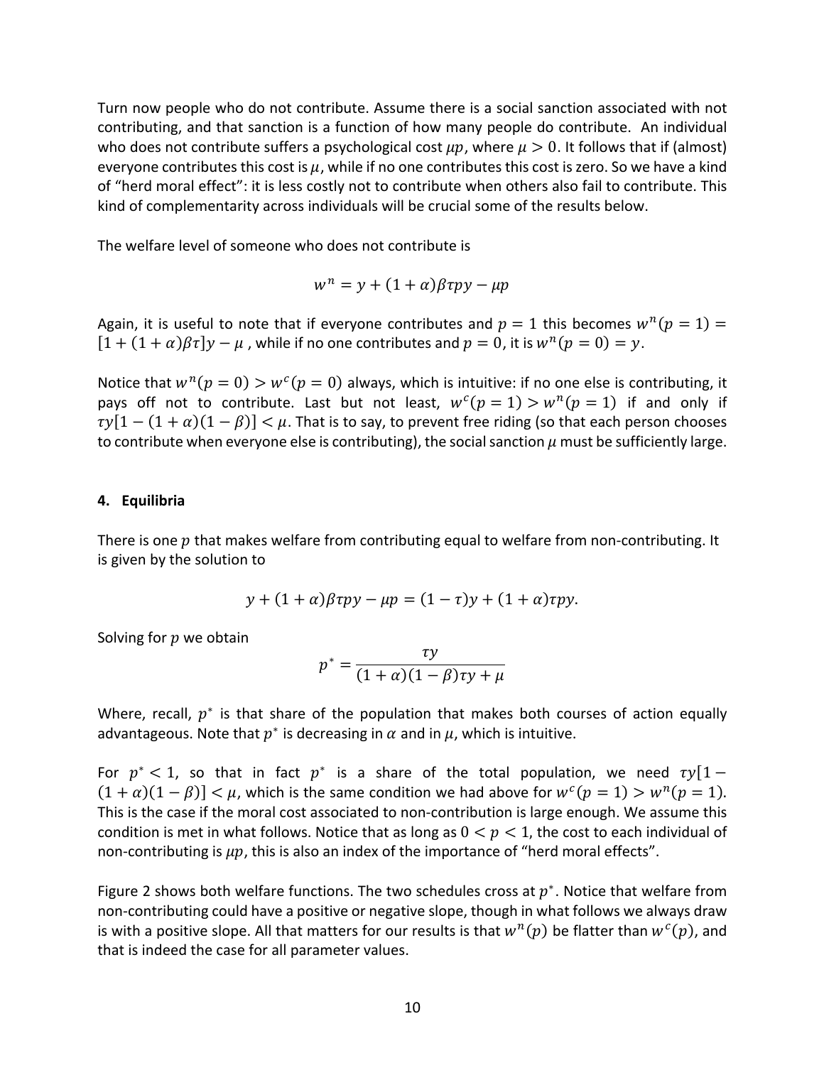Turn now people who do not contribute. Assume there is a social sanction associated with not contributing, and that sanction is a function of how many people do contribute. An individual who does not contribute suffers a psychological cost $\mu p$, where $\mu > 0$. It follows that if (almost) everyone contributes this cost is $\mu$, while if no one contributes this cost is zero. So we have a kind of "herd moral effect": it is less costly not to contribute when others also fail to contribute. This kind of complementarity across individuals will be crucial some of the results below.

The welfare level of someone who does not contribute is

$$w^n = y + (1+\alpha)\beta\tau p y - \mu p$$

Again, it is useful to note that if everyone contributes and $p = 1$ this becomes $w^n(p=1) = [1 + (1+\alpha)\beta\tau]y - \mu$ , while if no one contributes and $p = 0$, it is $w^n(p=0) = y$.

Notice that $w^n(p=0) > w^c(p=0)$ always, which is intuitive: if no one else is contributing, it pays off not to contribute. Last but not least, $w^c(p=1) > w^n(p=1)$ if and only if $\tau y[1 - (1+\alpha)(1-\beta)] < \mu$. That is to say, to prevent free riding (so that each person chooses to contribute when everyone else is contributing), the social sanction $\mu$ must be sufficiently large.

#### 4. Equilibria

There is one $p$ that makes welfare from contributing equal to welfare from non-contributing. It is given by the solution to

$$y + (1+\alpha)\beta\tau p y - \mu p = (1-\tau)y + (1+\alpha)\tau p y.$$

Solving for $p$ we obtain

$$p^* = \frac{\tau y}{(1+\alpha)(1-\beta)\tau y + \mu}$$

Where, recall, $p^*$ is that share of the population that makes both courses of action equally advantageous. Note that $p^*$ is decreasing in $\alpha$ and in $\mu$, which is intuitive.

For $p^* < 1$, so that in fact $p^*$ is a share of the total population, we need $\tau y[1 - (1+\alpha)(1-\beta)] < \mu$, which is the same condition we had above for $w^c(p=1) > w^n(p=1)$. This is the case if the moral cost associated to non-contribution is large enough. We assume this condition is met in what follows. Notice that as long as $0 < p < 1$, the cost to each individual of non-contributing is $\mu p$, this is also an index of the importance of "herd moral effects".

Figure 2 shows both welfare functions. The two schedules cross at $p^*$. Notice that welfare from non-contributing could have a positive or negative slope, though in what follows we always draw is with a positive slope. All that matters for our results is that $w^n(p)$ be flatter than $w^c(p)$, and that is indeed the case for all parameter values.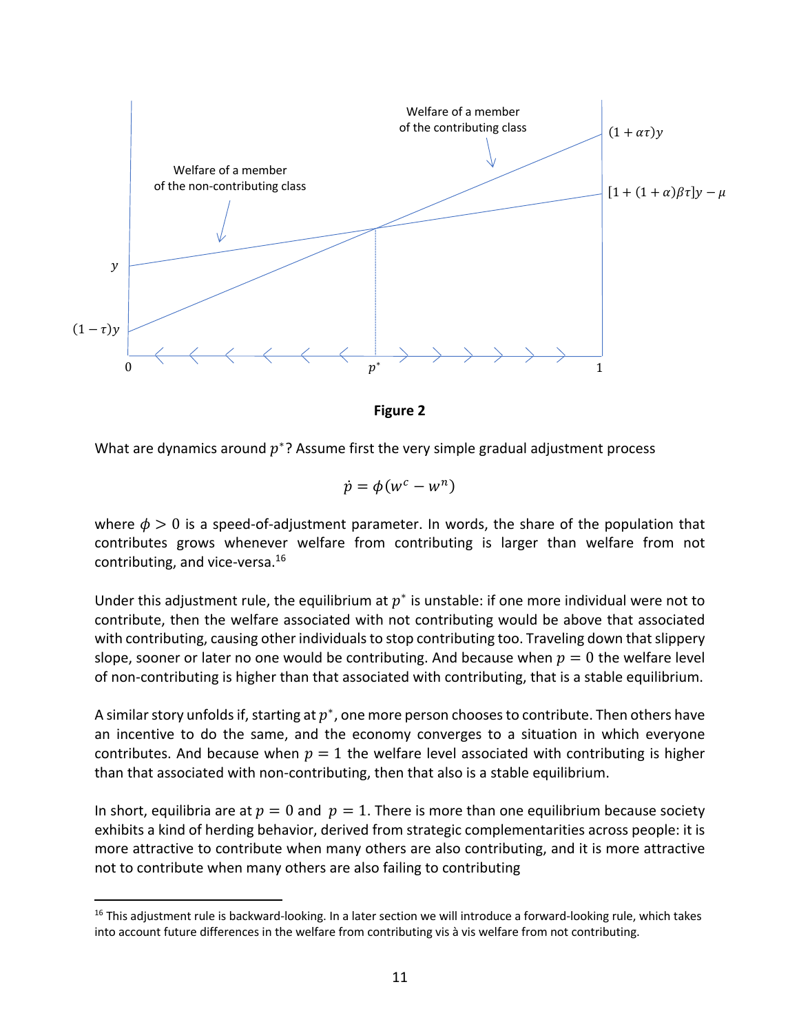**Figure 2**

What are dynamics around $p^*$? Assume first the very simple gradual adjustment process

$$\dot{p} = \phi(w^c - w^n)$$

where $\phi > 0$ is a speed-of-adjustment parameter. In words, the share of the population that contributes grows whenever welfare from contributing is larger than welfare from not contributing, and vice-versa.[16]

Under this adjustment rule, the equilibrium at $p^*$ is unstable: if one more individual were not to contribute, then the welfare associated with not contributing would be above that associated with contributing, causing other individuals to stop contributing too. Traveling down that slippery slope, sooner or later no one would be contributing. And because when $p = 0$ the welfare level of non-contributing is higher than that associated with contributing, that is a stable equilibrium.

A similar story unfolds if, starting at $p^*$, one more person chooses to contribute. Then others have an incentive to do the same, and the economy converges to a situation in which everyone contributes. And because when $p = 1$ the welfare level associated with contributing is higher than that associated with non-contributing, then that also is a stable equilibrium.

In short, equilibria are at $p = 0$ and $p = 1$. There is more than one equilibrium because society exhibits a kind of herding behavior, derived from strategic complementarities across people: it is more attractive to contribute when many others are also contributing, and it is more attractive not to contribute when many others are also failing to contributing

[16] This adjustment rule is backward-looking. In a later section we will introduce a forward-looking rule, which takes into account future differences in the welfare from contributing vis à vis welfare from not contributing.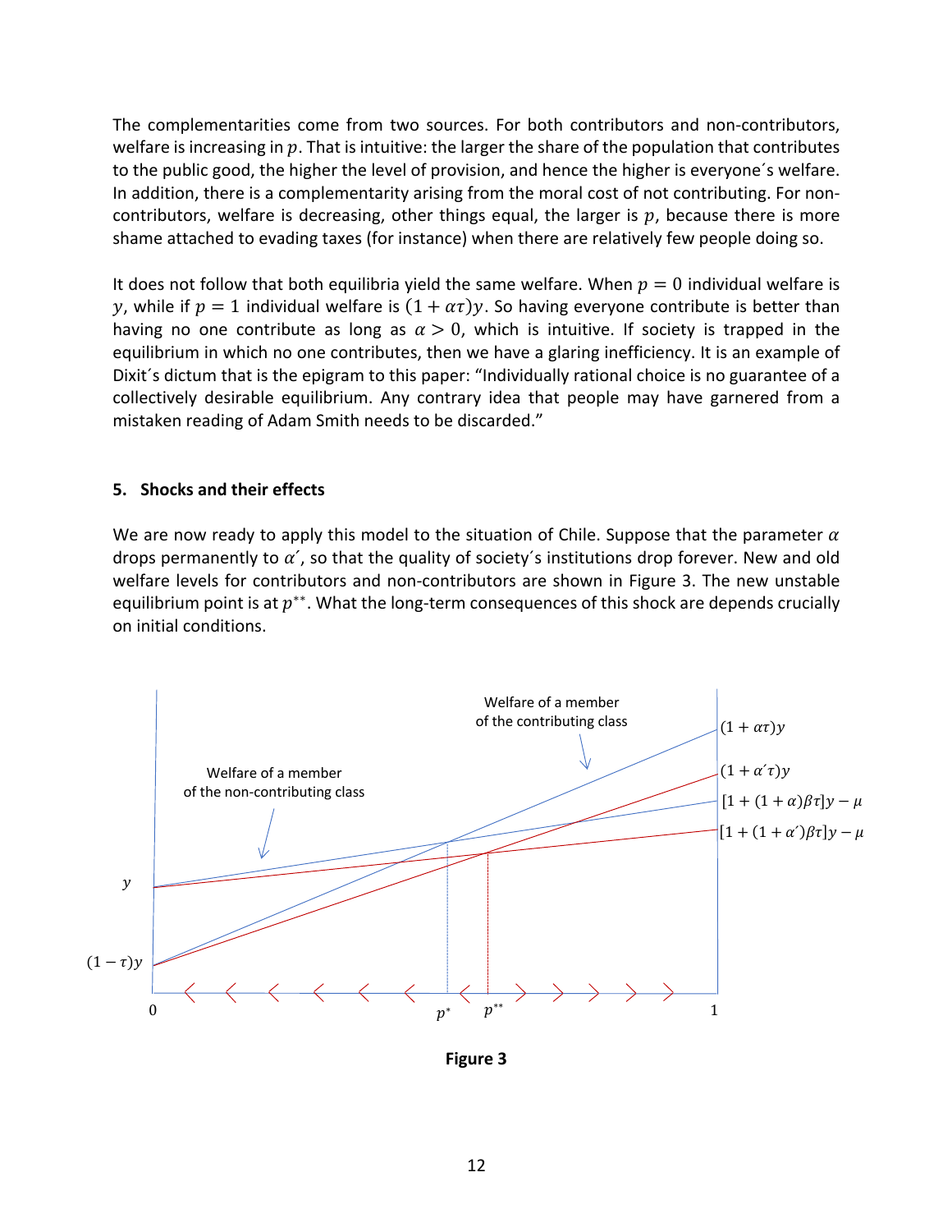The complementarities come from two sources. For both contributors and non-contributors, welfare is increasing in $p$. That is intuitive: the larger the share of the population that contributes to the public good, the higher the level of provision, and hence the higher is everyone´s welfare. In addition, there is a complementarity arising from the moral cost of not contributing. For non-contributors, welfare is decreasing, other things equal, the larger is $p$, because there is more shame attached to evading taxes (for instance) when there are relatively few people doing so.

It does not follow that both equilibria yield the same welfare. When $p = 0$ individual welfare is $y$, while if $p = 1$ individual welfare is $(1 + \alpha\tau)y$. So having everyone contribute is better than having no one contribute as long as $\alpha > 0$, which is intuitive. If society is trapped in the equilibrium in which no one contributes, then we have a glaring inefficiency. It is an example of Dixit´s dictum that is the epigram to this paper: "Individually rational choice is no guarantee of a collectively desirable equilibrium. Any contrary idea that people may have garnered from a mistaken reading of Adam Smith needs to be discarded."

## 5. Shocks and their effects

We are now ready to apply this model to the situation of Chile. Suppose that the parameter $\alpha$ drops permanently to $\alpha'$, so that the quality of society´s institutions drop forever. New and old welfare levels for contributors and non-contributors are shown in Figure 3. The new unstable equilibrium point is at $p^{**}$. What the long-term consequences of this shock are depends crucially on initial conditions.

**Figure 3**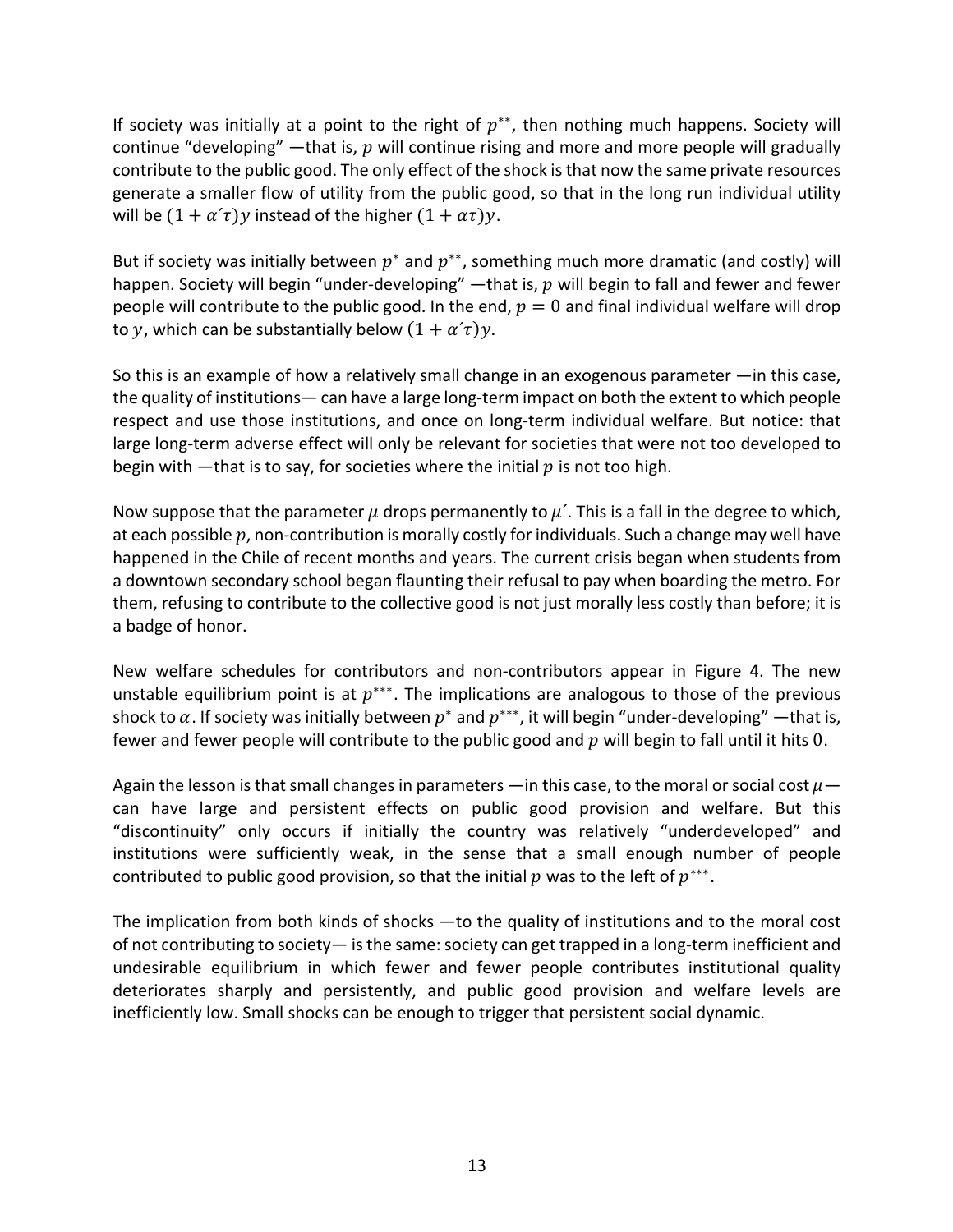If society was initially at a point to the right of $p^{**}$, then nothing much happens. Society will continue "developing" —that is, $p$ will continue rising and more and more people will gradually contribute to the public good. The only effect of the shock is that now the same private resources generate a smaller flow of utility from the public good, so that in the long run individual utility will be $(1 + \alpha'\tau)y$ instead of the higher $(1 + \alpha\tau)y$.

But if society was initially between $p^*$ and $p^{**}$, something much more dramatic (and costly) will happen. Society will begin "under-developing" —that is, $p$ will begin to fall and fewer and fewer people will contribute to the public good. In the end, $p = 0$ and final individual welfare will drop to $y$, which can be substantially below $(1 + \alpha'\tau)y$.

So this is an example of how a relatively small change in an exogenous parameter —in this case, the quality of institutions— can have a large long-term impact on both the extent to which people respect and use those institutions, and once on long-term individual welfare. But notice: that large long-term adverse effect will only be relevant for societies that were not too developed to begin with —that is to say, for societies where the initial $p$ is not too high.

Now suppose that the parameter $\mu$ drops permanently to $\mu'$. This is a fall in the degree to which, at each possible $p$, non-contribution is morally costly for individuals. Such a change may well have happened in the Chile of recent months and years. The current crisis began when students from a downtown secondary school began flaunting their refusal to pay when boarding the metro. For them, refusing to contribute to the collective good is not just morally less costly than before; it is a badge of honor.

New welfare schedules for contributors and non-contributors appear in Figure 4. The new unstable equilibrium point is at $p^{***}$. The implications are analogous to those of the previous shock to $\alpha$. If society was initially between $p^*$ and $p^{***}$, it will begin "under-developing" —that is, fewer and fewer people will contribute to the public good and $p$ will begin to fall until it hits $0$.

Again the lesson is that small changes in parameters —in this case, to the moral or social cost $\mu$— can have large and persistent effects on public good provision and welfare. But this "discontinuity" only occurs if initially the country was relatively "underdeveloped" and institutions were sufficiently weak, in the sense that a small enough number of people contributed to public good provision, so that the initial $p$ was to the left of $p^{***}$.

The implication from both kinds of shocks —to the quality of institutions and to the moral cost of not contributing to society— is the same: society can get trapped in a long-term inefficient and undesirable equilibrium in which fewer and fewer people contributes institutional quality deteriorates sharply and persistently, and public good provision and welfare levels are inefficiently low. Small shocks can be enough to trigger that persistent social dynamic.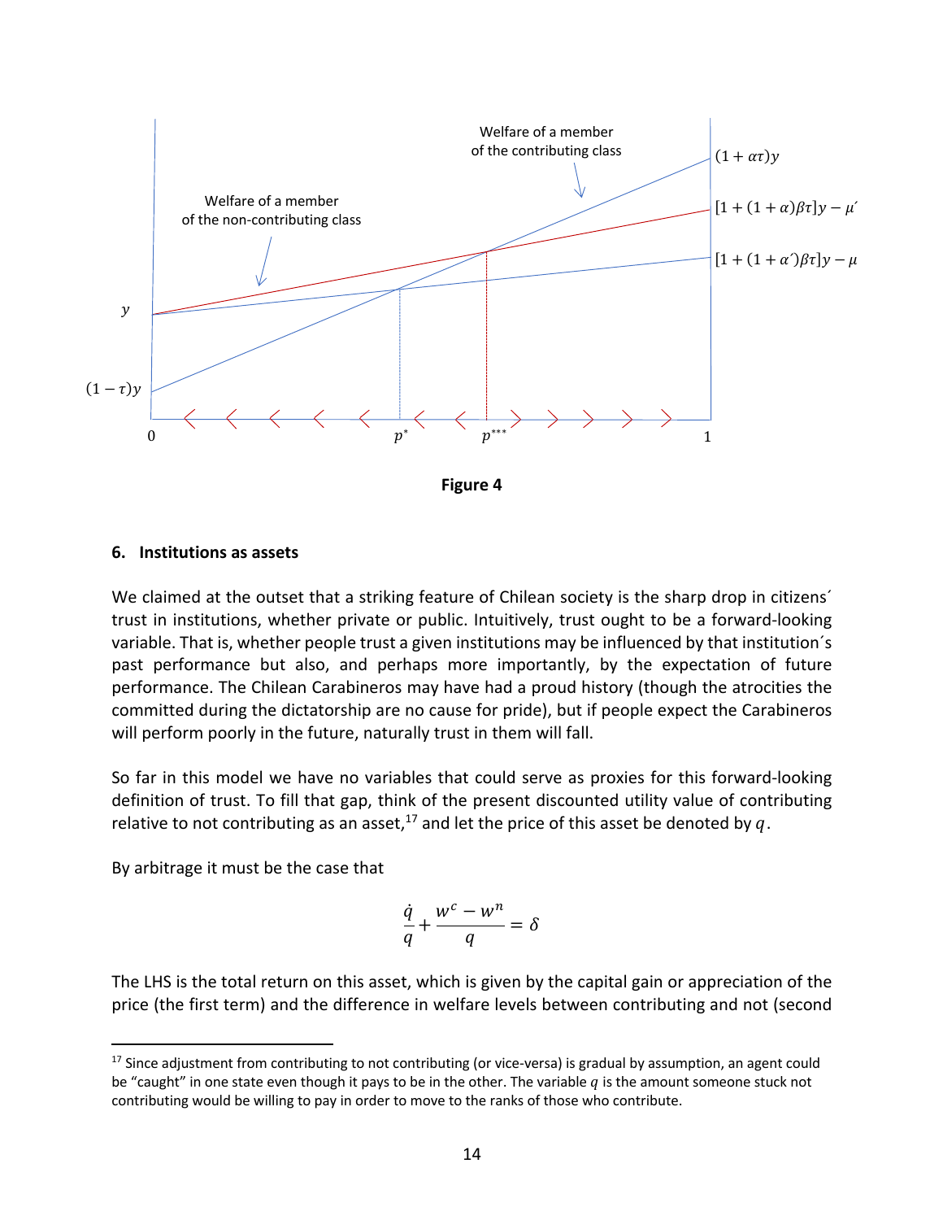Figure 4

## 6. Institutions as assets

We claimed at the outset that a striking feature of Chilean society is the sharp drop in citizens´ trust in institutions, whether private or public. Intuitively, trust ought to be a forward-looking variable. That is, whether people trust a given institutions may be influenced by that institution´s past performance but also, and perhaps more importantly, by the expectation of future performance. The Chilean Carabineros may have had a proud history (though the atrocities the committed during the dictatorship are no cause for pride), but if people expect the Carabineros will perform poorly in the future, naturally trust in them will fall.

So far in this model we have no variables that could serve as proxies for this forward-looking definition of trust. To fill that gap, think of the present discounted utility value of contributing relative to not contributing as an asset,[17] and let the price of this asset be denoted by $q$.

By arbitrage it must be the case that

$$\frac{\dot{q}}{q} + \frac{w^c - w^n}{q} = \delta$$

The LHS is the total return on this asset, which is given by the capital gain or appreciation of the price (the first term) and the difference in welfare levels between contributing and not (second

[17] Since adjustment from contributing to not contributing (or vice-versa) is gradual by assumption, an agent could be "caught" in one state even though it pays to be in the other. The variable $q$ is the amount someone stuck not contributing would be willing to pay in order to move to the ranks of those who contribute.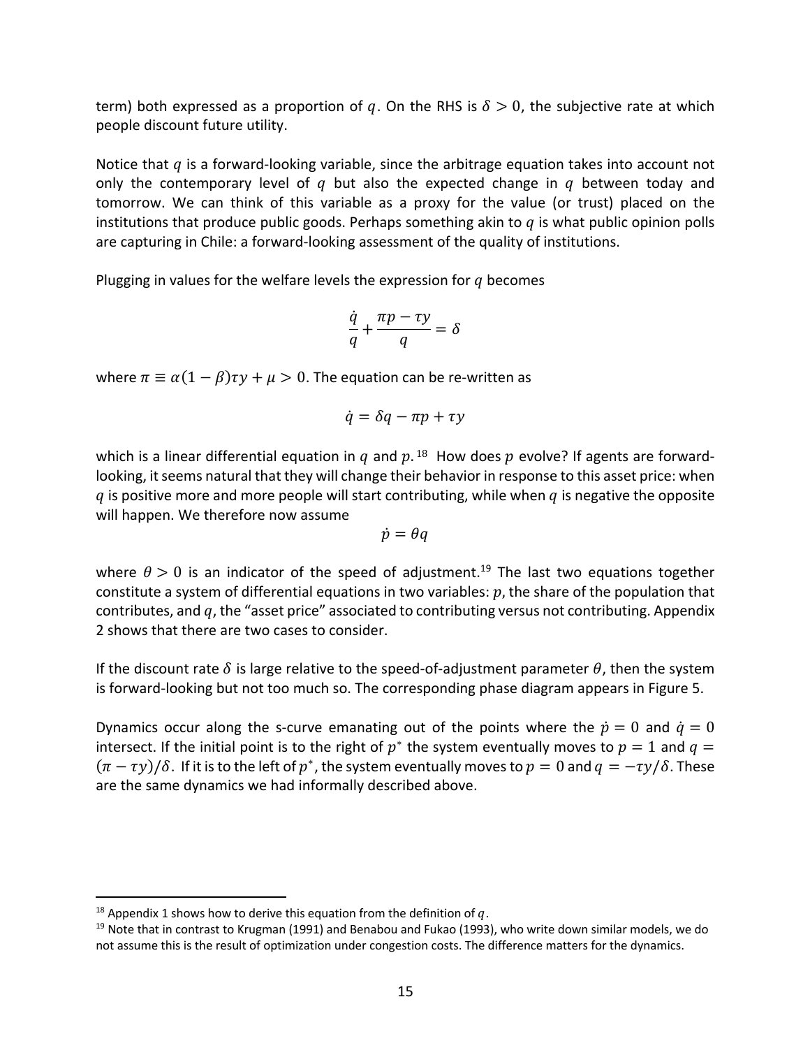term) both expressed as a proportion of $q$. On the RHS is $\delta > 0$, the subjective rate at which people discount future utility.

Notice that $q$ is a forward-looking variable, since the arbitrage equation takes into account not only the contemporary level of $q$ but also the expected change in $q$ between today and tomorrow. We can think of this variable as a proxy for the value (or trust) placed on the institutions that produce public goods. Perhaps something akin to $q$ is what public opinion polls are capturing in Chile: a forward-looking assessment of the quality of institutions.

Plugging in values for the welfare levels the expression for $q$ becomes

$$\frac{\dot{q}}{q} + \frac{\pi p - \tau y}{q} = \delta$$

where $\pi \equiv \alpha(1-\beta)\tau y + \mu > 0$. The equation can be re-written as

$$\dot{q} = \delta q - \pi p + \tau y$$

which is a linear differential equation in $q$ and $p$.[18] How does $p$ evolve? If agents are forward-looking, it seems natural that they will change their behavior in response to this asset price: when $q$ is positive more and more people will start contributing, while when $q$ is negative the opposite will happen. We therefore now assume

$$\dot{p} = \theta q$$

where $\theta > 0$ is an indicator of the speed of adjustment.[19] The last two equations together constitute a system of differential equations in two variables: $p$, the share of the population that contributes, and $q$, the "asset price" associated to contributing versus not contributing. Appendix 2 shows that there are two cases to consider.

If the discount rate $\delta$ is large relative to the speed-of-adjustment parameter $\theta$, then the system is forward-looking but not too much so. The corresponding phase diagram appears in Figure 5.

Dynamics occur along the s-curve emanating out of the points where the $\dot{p} = 0$ and $\dot{q} = 0$ intersect. If the initial point is to the right of $p^*$ the system eventually moves to $p = 1$ and $q = (\pi - \tau y)/\delta$. If it is to the left of $p^*$, the system eventually moves to $p = 0$ and $q = -\tau y/\delta$. These are the same dynamics we had informally described above.

---

[18] Appendix 1 shows how to derive this equation from the definition of $q$.

[19] Note that in contrast to Krugman (1991) and Benabou and Fukao (1993), who write down similar models, we do not assume this is the result of optimization under congestion costs. The difference matters for the dynamics.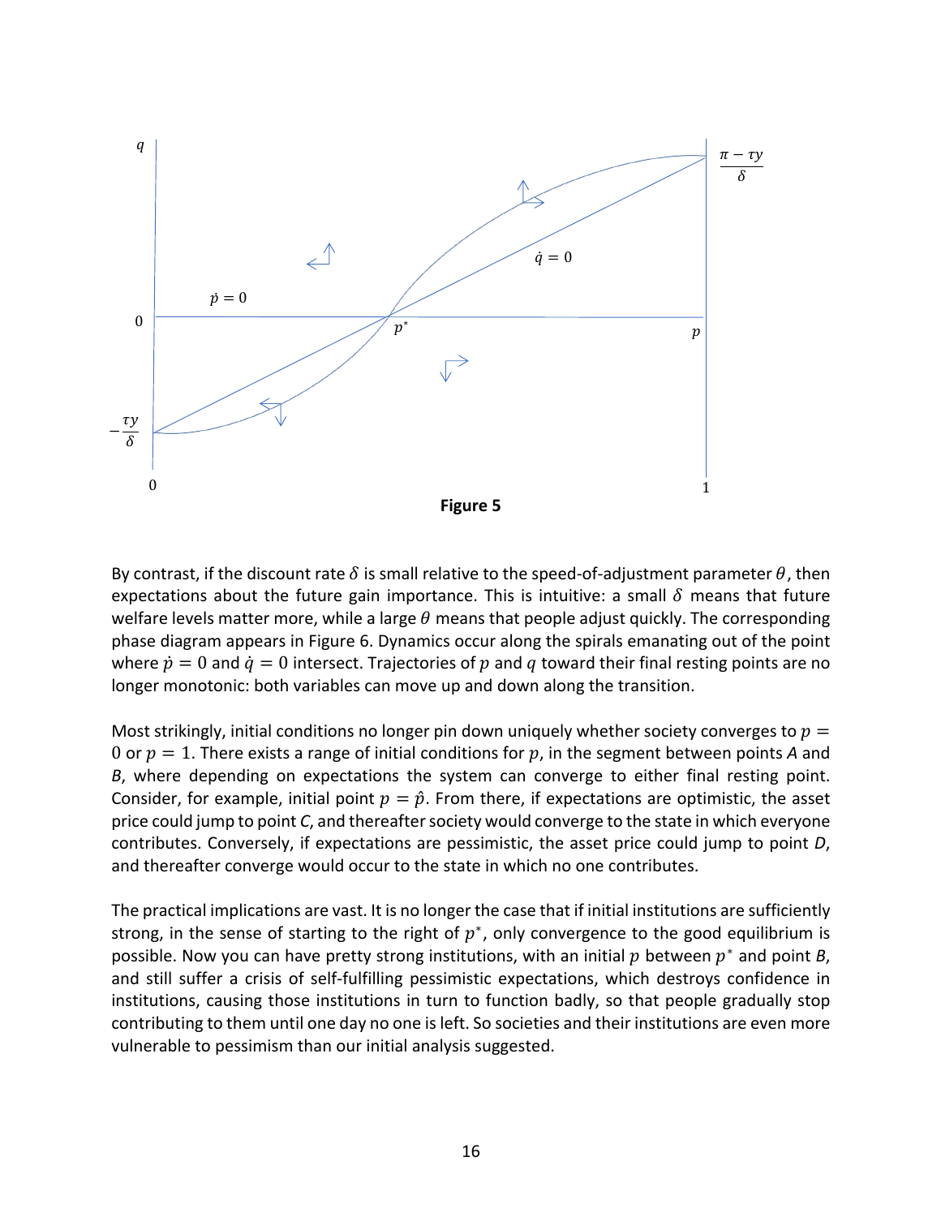**Figure 5**

By contrast, if the discount rate $\delta$ is small relative to the speed-of-adjustment parameter $\theta$, then expectations about the future gain importance. This is intuitive: a small $\delta$ means that future welfare levels matter more, while a large $\theta$ means that people adjust quickly. The corresponding phase diagram appears in Figure 6. Dynamics occur along the spirals emanating out of the point where $\dot{p} = 0$ and $\dot{q} = 0$ intersect. Trajectories of $p$ and $q$ toward their final resting points are no longer monotonic: both variables can move up and down along the transition.

Most strikingly, initial conditions no longer pin down uniquely whether society converges to $p = 0$ or $p = 1$. There exists a range of initial conditions for $p$, in the segment between points *A* and *B*, where depending on expectations the system can converge to either final resting point. Consider, for example, initial point $p = \hat{p}$. From there, if expectations are optimistic, the asset price could jump to point *C*, and thereafter society would converge to the state in which everyone contributes. Conversely, if expectations are pessimistic, the asset price could jump to point *D*, and thereafter converge would occur to the state in which no one contributes.

The practical implications are vast. It is no longer the case that if initial institutions are sufficiently strong, in the sense of starting to the right of $p^*$, only convergence to the good equilibrium is possible. Now you can have pretty strong institutions, with an initial $p$ between $p^*$ and point *B*, and still suffer a crisis of self-fulfilling pessimistic expectations, which destroys confidence in institutions, causing those institutions in turn to function badly, so that people gradually stop contributing to them until one day no one is left. So societies and their institutions are even more vulnerable to pessimism than our initial analysis suggested.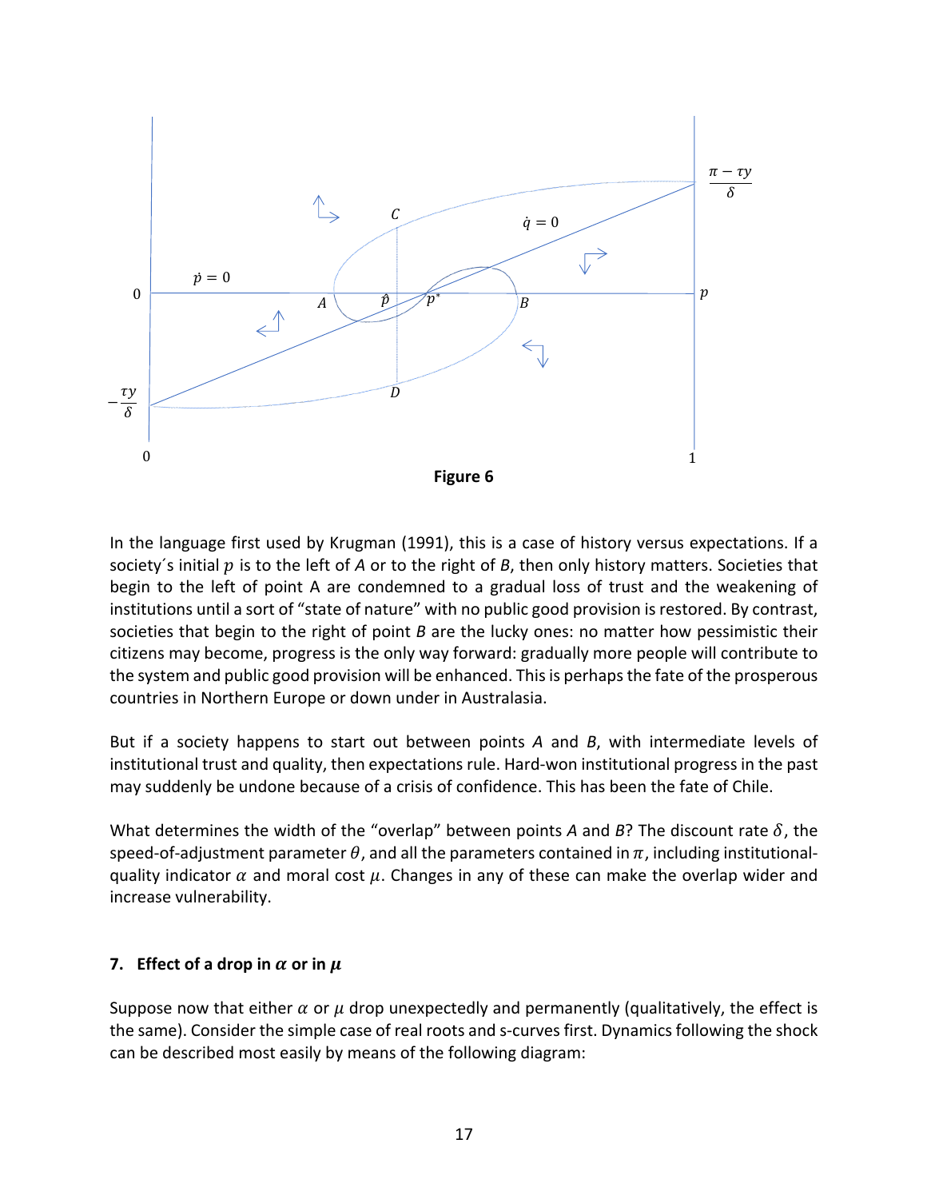Figure 6

In the language first used by Krugman (1991), this is a case of history versus expectations. If a society´s initial $p$ is to the left of $A$ or to the right of $B$, then only history matters. Societies that begin to the left of point A are condemned to a gradual loss of trust and the weakening of institutions until a sort of "state of nature" with no public good provision is restored. By contrast, societies that begin to the right of point $B$ are the lucky ones: no matter how pessimistic their citizens may become, progress is the only way forward: gradually more people will contribute to the system and public good provision will be enhanced. This is perhaps the fate of the prosperous countries in Northern Europe or down under in Australasia.

But if a society happens to start out between points $A$ and $B$, with intermediate levels of institutional trust and quality, then expectations rule. Hard-won institutional progress in the past may suddenly be undone because of a crisis of confidence. This has been the fate of Chile.

What determines the width of the "overlap" between points $A$ and $B$? The discount rate $\delta$, the speed-of-adjustment parameter $\theta$, and all the parameters contained in $\pi$, including institutional-quality indicator $\alpha$ and moral cost $\mu$. Changes in any of these can make the overlap wider and increase vulnerability.

## 7. Effect of a drop in $\alpha$ or in $\mu$

Suppose now that either $\alpha$ or $\mu$ drop unexpectedly and permanently (qualitatively, the effect is the same). Consider the simple case of real roots and s-curves first. Dynamics following the shock can be described most easily by means of the following diagram: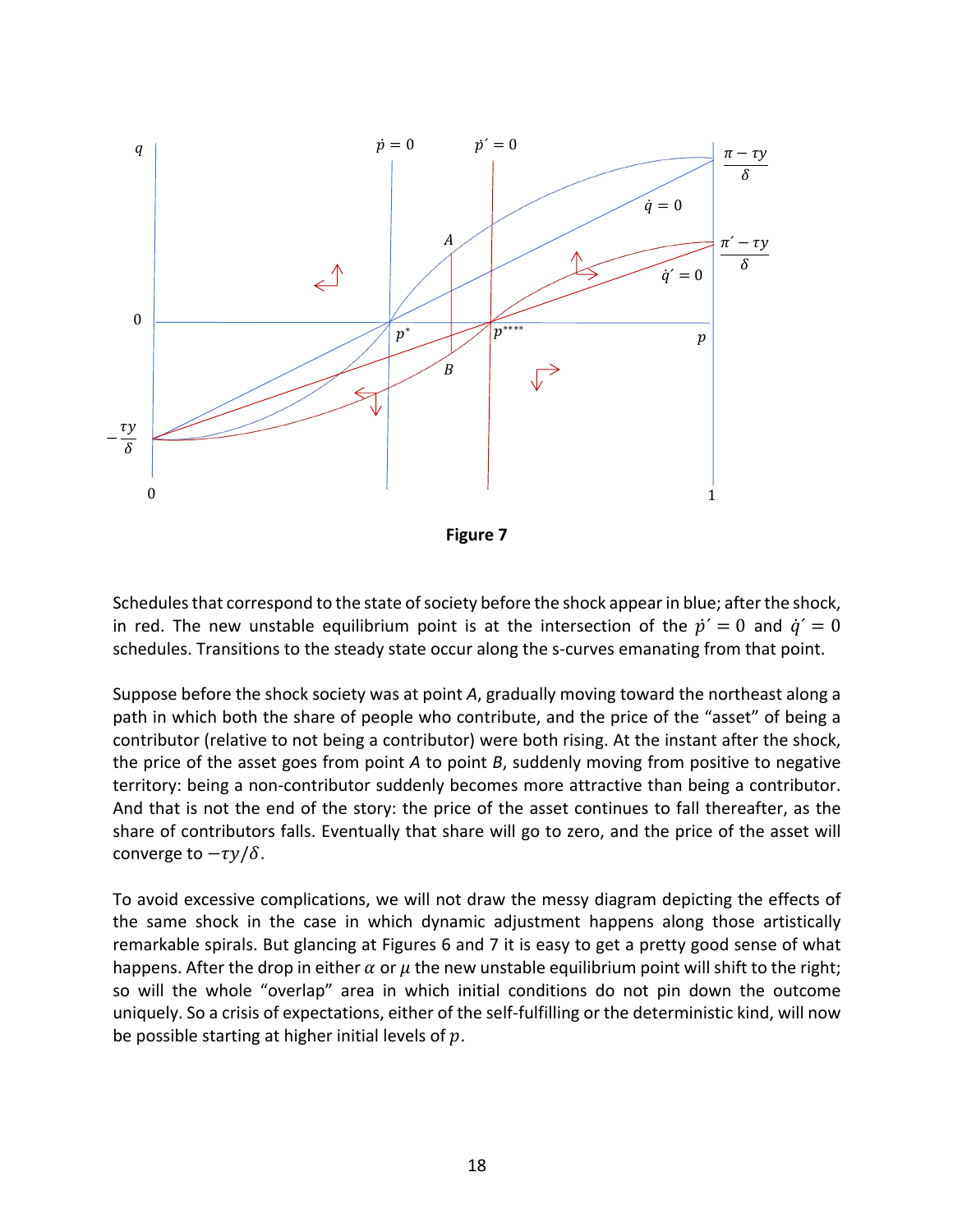**Figure 7**

Schedules that correspond to the state of society before the shock appear in blue; after the shock, in red. The new unstable equilibrium point is at the intersection of the $\dot{p}' = 0$ and $\dot{q}' = 0$ schedules. Transitions to the steady state occur along the s-curves emanating from that point.

Suppose before the shock society was at point *A*, gradually moving toward the northeast along a path in which both the share of people who contribute, and the price of the "asset" of being a contributor (relative to not being a contributor) were both rising. At the instant after the shock, the price of the asset goes from point *A* to point *B*, suddenly moving from positive to negative territory: being a non-contributor suddenly becomes more attractive than being a contributor. And that is not the end of the story: the price of the asset continues to fall thereafter, as the share of contributors falls. Eventually that share will go to zero, and the price of the asset will converge to $-\tau y/\delta$.

To avoid excessive complications, we will not draw the messy diagram depicting the effects of the same shock in the case in which dynamic adjustment happens along those artistically remarkable spirals. But glancing at Figures 6 and 7 it is easy to get a pretty good sense of what happens. After the drop in either $\alpha$ or $\mu$ the new unstable equilibrium point will shift to the right; so will the whole "overlap" area in which initial conditions do not pin down the outcome uniquely. So a crisis of expectations, either of the self-fulfilling or the deterministic kind, will now be possible starting at higher initial levels of $p$.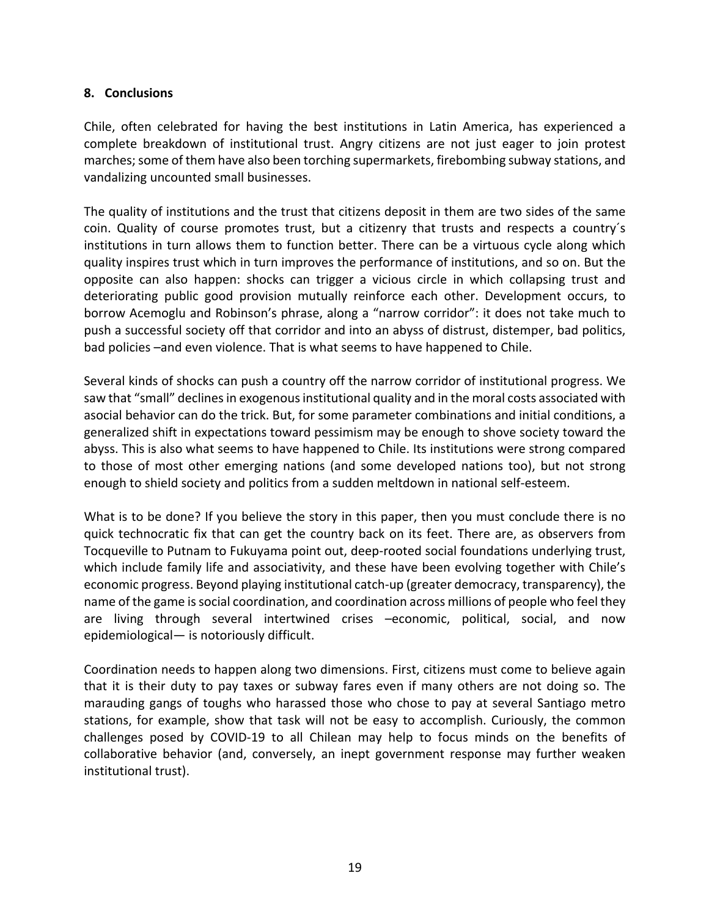## 8. Conclusions

Chile, often celebrated for having the best institutions in Latin America, has experienced a complete breakdown of institutional trust. Angry citizens are not just eager to join protest marches; some of them have also been torching supermarkets, firebombing subway stations, and vandalizing uncounted small businesses.

The quality of institutions and the trust that citizens deposit in them are two sides of the same coin. Quality of course promotes trust, but a citizenry that trusts and respects a country´s institutions in turn allows them to function better. There can be a virtuous cycle along which quality inspires trust which in turn improves the performance of institutions, and so on. But the opposite can also happen: shocks can trigger a vicious circle in which collapsing trust and deteriorating public good provision mutually reinforce each other. Development occurs, to borrow Acemoglu and Robinson's phrase, along a "narrow corridor": it does not take much to push a successful society off that corridor and into an abyss of distrust, distemper, bad politics, bad policies –and even violence. That is what seems to have happened to Chile.

Several kinds of shocks can push a country off the narrow corridor of institutional progress. We saw that "small" declines in exogenous institutional quality and in the moral costs associated with asocial behavior can do the trick. But, for some parameter combinations and initial conditions, a generalized shift in expectations toward pessimism may be enough to shove society toward the abyss. This is also what seems to have happened to Chile. Its institutions were strong compared to those of most other emerging nations (and some developed nations too), but not strong enough to shield society and politics from a sudden meltdown in national self-esteem.

What is to be done? If you believe the story in this paper, then you must conclude there is no quick technocratic fix that can get the country back on its feet. There are, as observers from Tocqueville to Putnam to Fukuyama point out, deep-rooted social foundations underlying trust, which include family life and associativity, and these have been evolving together with Chile's economic progress. Beyond playing institutional catch-up (greater democracy, transparency), the name of the game is social coordination, and coordination across millions of people who feel they are living through several intertwined crises –economic, political, social, and now epidemiological— is notoriously difficult.

Coordination needs to happen along two dimensions. First, citizens must come to believe again that it is their duty to pay taxes or subway fares even if many others are not doing so. The marauding gangs of toughs who harassed those who chose to pay at several Santiago metro stations, for example, show that task will not be easy to accomplish. Curiously, the common challenges posed by COVID-19 to all Chilean may help to focus minds on the benefits of collaborative behavior (and, conversely, an inept government response may further weaken institutional trust).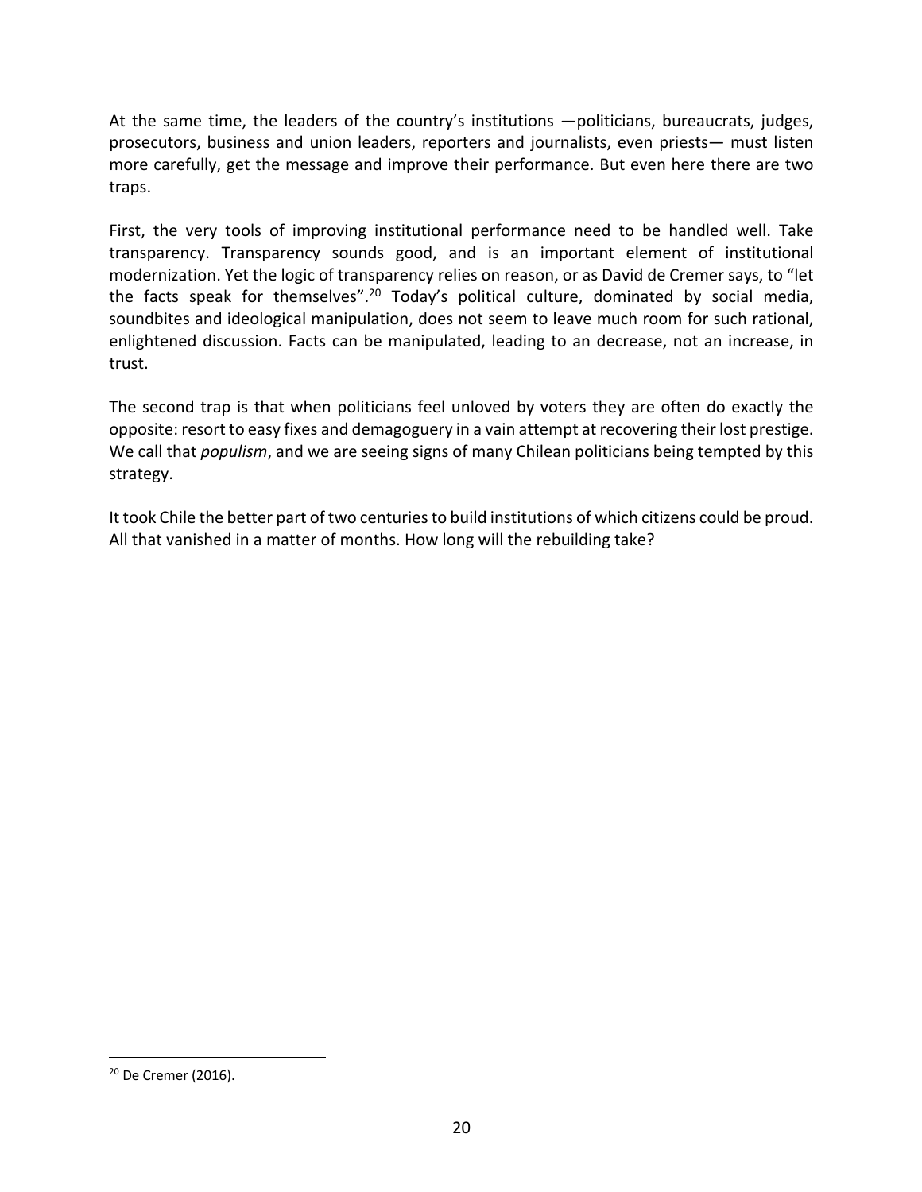At the same time, the leaders of the country's institutions —politicians, bureaucrats, judges, prosecutors, business and union leaders, reporters and journalists, even priests— must listen more carefully, get the message and improve their performance. But even here there are two traps.

First, the very tools of improving institutional performance need to be handled well. Take transparency. Transparency sounds good, and is an important element of institutional modernization. Yet the logic of transparency relies on reason, or as David de Cremer says, to "let the facts speak for themselves".[20] Today's political culture, dominated by social media, soundbites and ideological manipulation, does not seem to leave much room for such rational, enlightened discussion. Facts can be manipulated, leading to an decrease, not an increase, in trust.

The second trap is that when politicians feel unloved by voters they are often do exactly the opposite: resort to easy fixes and demagoguery in a vain attempt at recovering their lost prestige. We call that *populism*, and we are seeing signs of many Chilean politicians being tempted by this strategy.

It took Chile the better part of two centuries to build institutions of which citizens could be proud. All that vanished in a matter of months. How long will the rebuilding take?

[20] De Cremer (2016).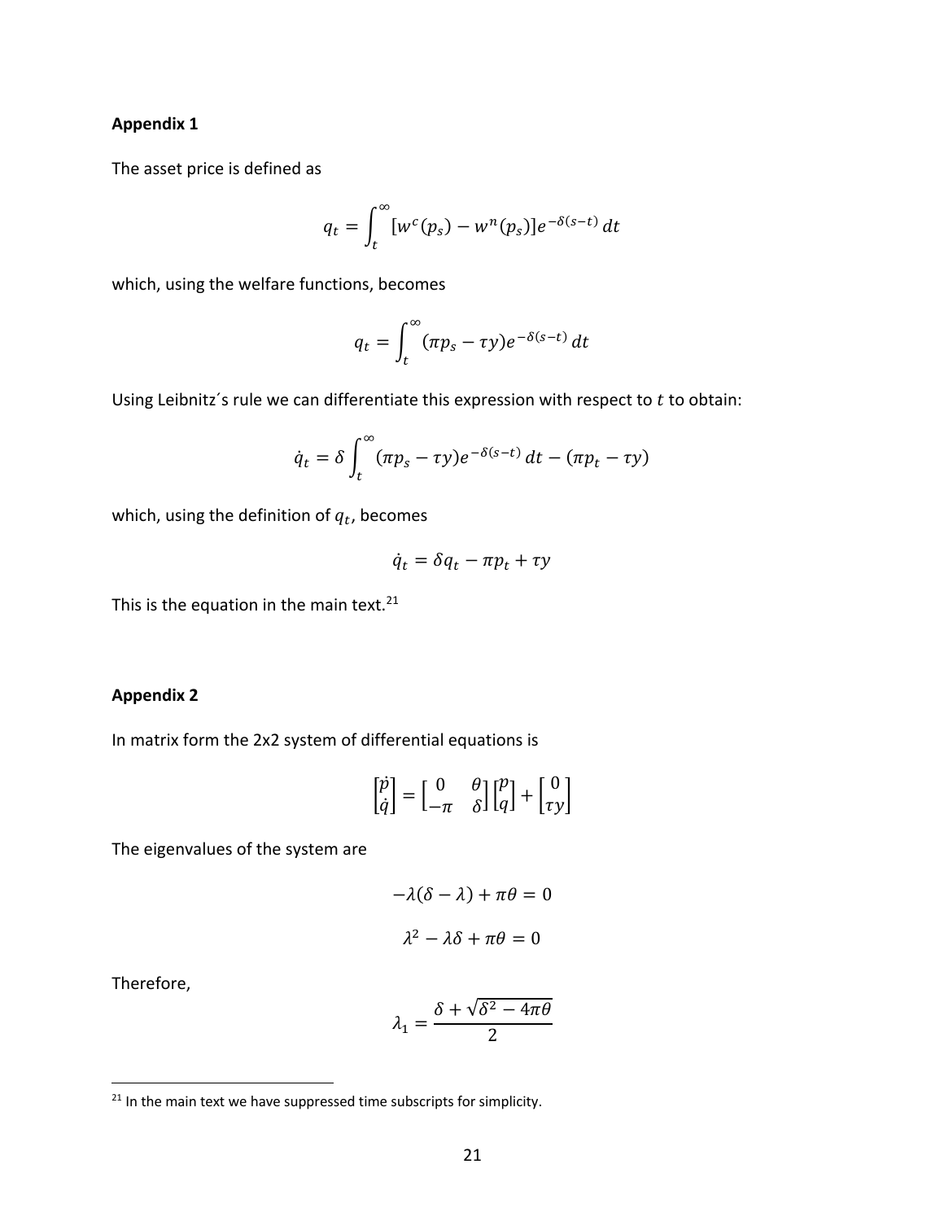## Appendix 1

The asset price is defined as

$$q_t = \int_t^{\infty} [w^c(p_s) - w^n(p_s)] e^{-\delta(s-t)}\, dt$$

which, using the welfare functions, becomes

$$q_t = \int_t^{\infty} (\pi p_s - \tau y) e^{-\delta(s-t)}\, dt$$

Using Leibnitz´s rule we can differentiate this expression with respect to $t$ to obtain:

$$\dot{q}_t = \delta \int_t^{\infty} (\pi p_s - \tau y) e^{-\delta(s-t)}\, dt - (\pi p_t - \tau y)$$

which, using the definition of $q_t$, becomes

$$\dot{q}_t = \delta q_t - \pi p_t + \tau y$$

This is the equation in the main text.[21]

## Appendix 2

In matrix form the 2x2 system of differential equations is

$$\begin{bmatrix} \dot{p} \\ \dot{q} \end{bmatrix} = \begin{bmatrix} 0 & \theta \\ -\pi & \delta \end{bmatrix} \begin{bmatrix} p \\ q \end{bmatrix} + \begin{bmatrix} 0 \\ \tau y \end{bmatrix}$$

The eigenvalues of the system are

$$-\lambda(\delta - \lambda) + \pi\theta = 0$$

$$\lambda^2 - \lambda\delta + \pi\theta = 0$$

Therefore,

$$\lambda_1 = \frac{\delta + \sqrt{\delta^2 - 4\pi\theta}}{2}$$

[21] In the main text we have suppressed time subscripts for simplicity.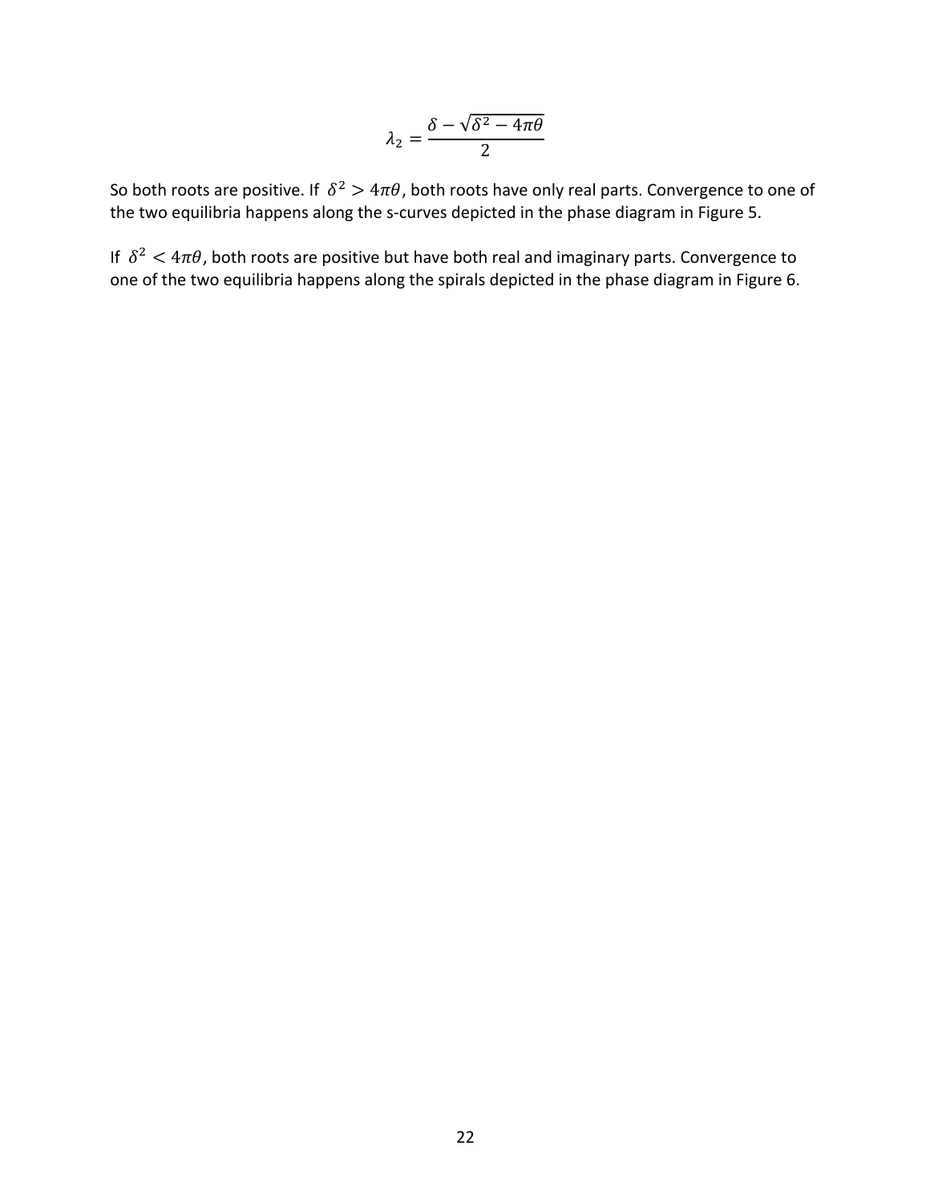$$\lambda_2 = \frac{\delta - \sqrt{\delta^2 - 4\pi\theta}}{2}$$

So both roots are positive. If $\delta^2 > 4\pi\theta$, both roots have only real parts. Convergence to one of the two equilibria happens along the s-curves depicted in the phase diagram in Figure 5.

If $\delta^2 < 4\pi\theta$, both roots are positive but have both real and imaginary parts. Convergence to one of the two equilibria happens along the spirals depicted in the phase diagram in Figure 6.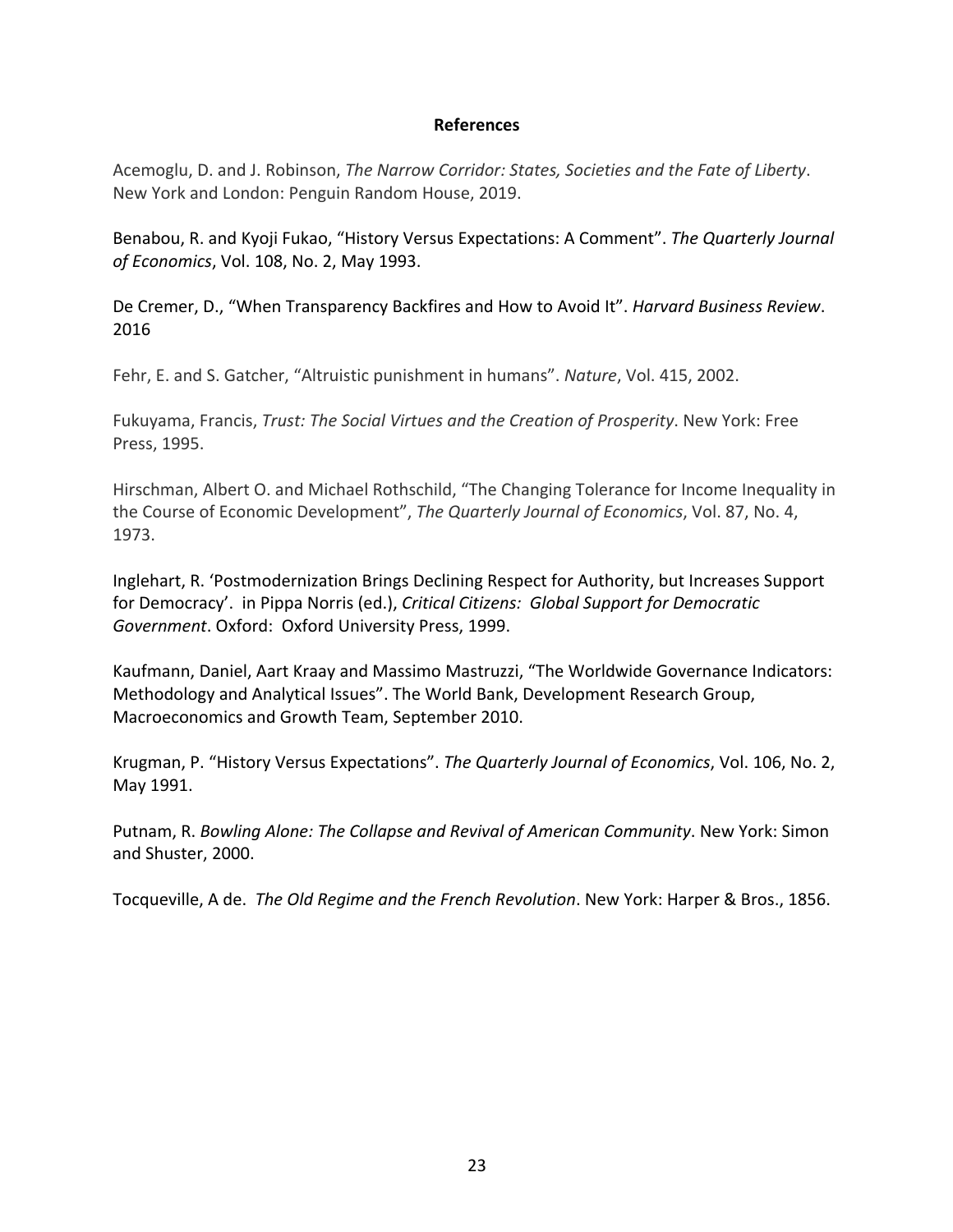## References

Acemoglu, D. and J. Robinson, *The Narrow Corridor: States, Societies and the Fate of Liberty*. New York and London: Penguin Random House, 2019.

Benabou, R. and Kyoji Fukao, "History Versus Expectations: A Comment". *The Quarterly Journal of Economics*, Vol. 108, No. 2, May 1993.

De Cremer, D., "When Transparency Backfires and How to Avoid It". *Harvard Business Review*. 2016

Fehr, E. and S. Gatcher, "Altruistic punishment in humans". *Nature*, Vol. 415, 2002.

Fukuyama, Francis, *Trust: The Social Virtues and the Creation of Prosperity*. New York: Free Press, 1995.

Hirschman, Albert O. and Michael Rothschild, "The Changing Tolerance for Income Inequality in the Course of Economic Development", *The Quarterly Journal of Economics*, Vol. 87, No. 4, 1973.

Inglehart, R. 'Postmodernization Brings Declining Respect for Authority, but Increases Support for Democracy'. in Pippa Norris (ed.), *Critical Citizens: Global Support for Democratic Government*. Oxford: Oxford University Press, 1999.

Kaufmann, Daniel, Aart Kraay and Massimo Mastruzzi, "The Worldwide Governance Indicators: Methodology and Analytical Issues". The World Bank, Development Research Group, Macroeconomics and Growth Team, September 2010.

Krugman, P. "History Versus Expectations". *The Quarterly Journal of Economics*, Vol. 106, No. 2, May 1991.

Putnam, R. *Bowling Alone: The Collapse and Revival of American Community*. New York: Simon and Shuster, 2000.

Tocqueville, A de. *The Old Regime and the French Revolution*. New York: Harper & Bros., 1856.